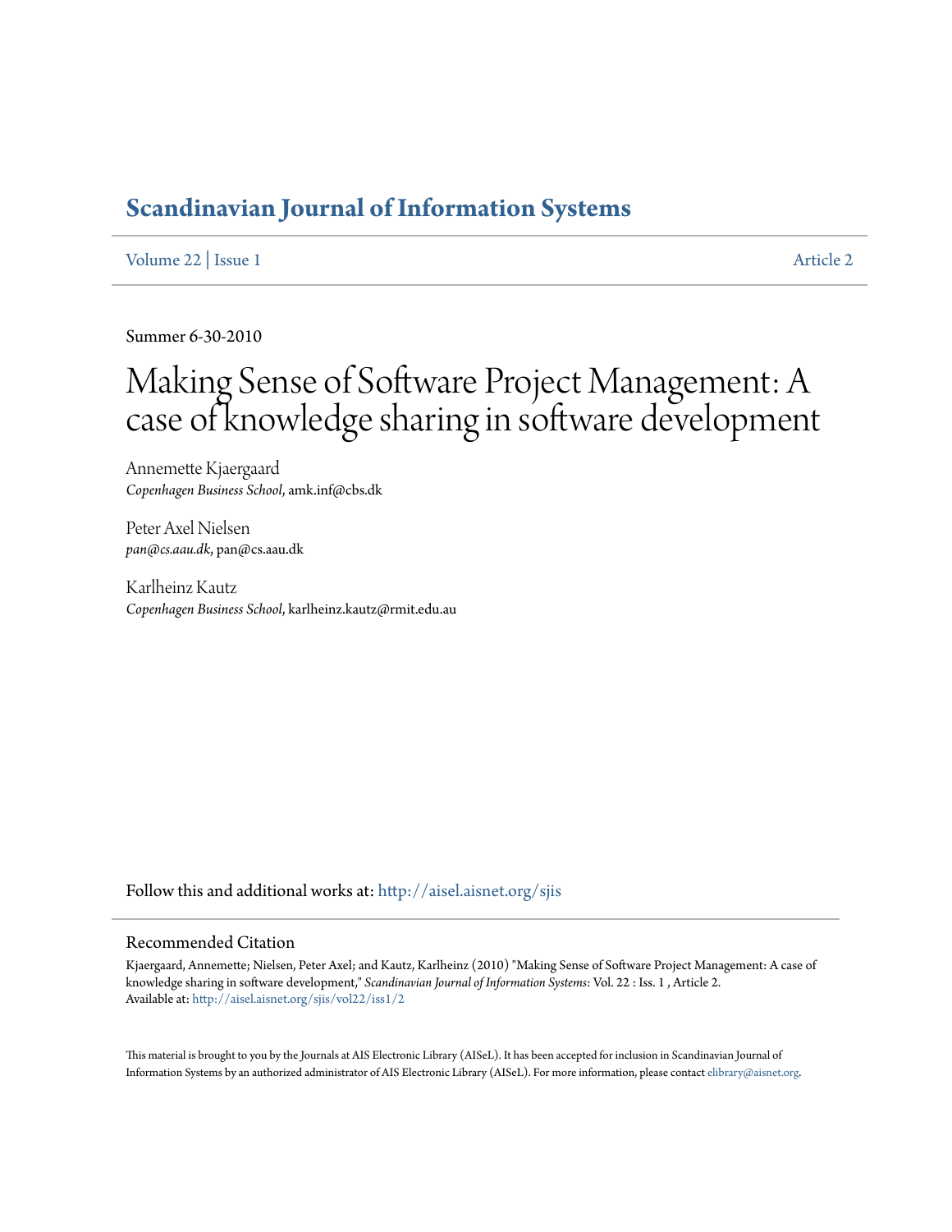# Scandinavian Journal of Information Systems

Volume 22 | Issue 1 Article 2

Summer 6-30-2010

# Making Sense of Software Project Management: A case of knowledge sharing in software development

Annemette Kjaergaard
*Copenhagen Business School*, amk.inf@cbs.dk

Peter Axel Nielsen
*pan@cs.aau.dk*, pan@cs.aau.dk

Karlheinz Kautz
*Copenhagen Business School*, karlheinz.kautz@rmit.edu.au

Follow this and additional works at: http://aisel.aisnet.org/sjis

## Recommended Citation

Kjaergaard, Annemette; Nielsen, Peter Axel; and Kautz, Karlheinz (2010) "Making Sense of Software Project Management: A case of knowledge sharing in software development," *Scandinavian Journal of Information Systems*: Vol. 22 : Iss. 1 , Article 2.
Available at: http://aisel.aisnet.org/sjis/vol22/iss1/2

This material is brought to you by the Journals at AIS Electronic Library (AISeL). It has been accepted for inclusion in Scandinavian Journal of Information Systems by an authorized administrator of AIS Electronic Library (AISeL). For more information, please contact elibrary@aisnet.org.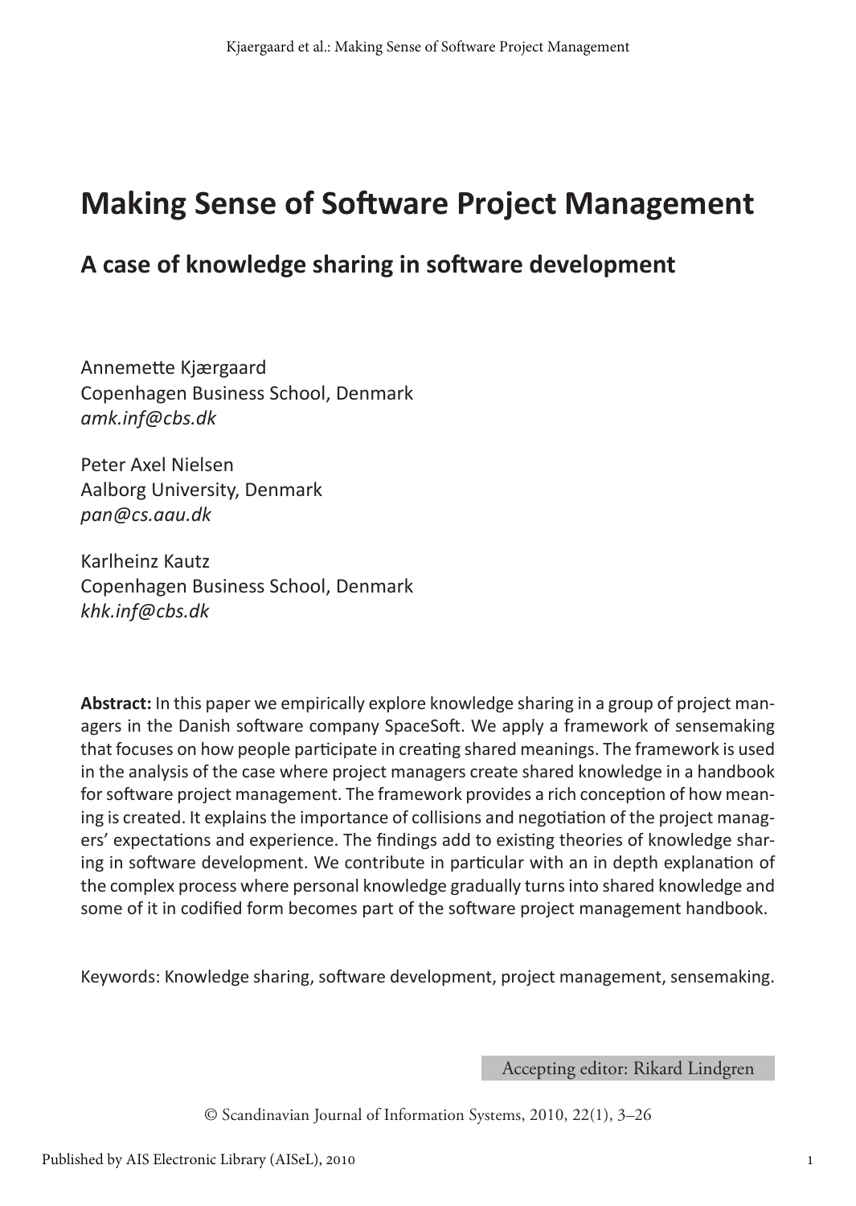# Making Sense of Software Project Management

## A case of knowledge sharing in software development

Annemette Kjærgaard
Copenhagen Business School, Denmark
*amk.inf@cbs.dk*

Peter Axel Nielsen
Aalborg University, Denmark
*pan@cs.aau.dk*

Karlheinz Kautz
Copenhagen Business School, Denmark
*khk.inf@cbs.dk*

**Abstract:** In this paper we empirically explore knowledge sharing in a group of project managers in the Danish software company SpaceSoft. We apply a framework of sensemaking that focuses on how people participate in creating shared meanings. The framework is used in the analysis of the case where project managers create shared knowledge in a handbook for software project management. The framework provides a rich conception of how meaning is created. It explains the importance of collisions and negotiation of the project managers' expectations and experience. The findings add to existing theories of knowledge sharing in software development. We contribute in particular with an in depth explanation of the complex process where personal knowledge gradually turns into shared knowledge and some of it in codified form becomes part of the software project management handbook.

Keywords: Knowledge sharing, software development, project management, sensemaking.

Accepting editor: Rikard Lindgren

© Scandinavian Journal of Information Systems, 2010, 22(1), 3–26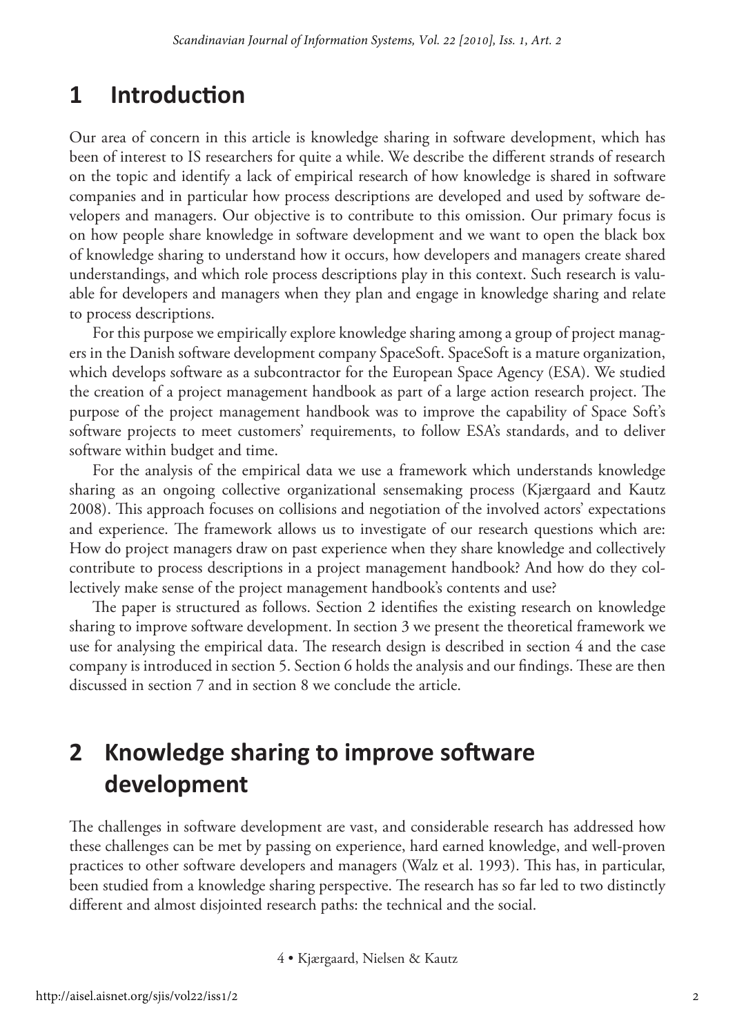# 1 Introduction

Our area of concern in this article is knowledge sharing in software development, which has been of interest to IS researchers for quite a while. We describe the different strands of research on the topic and identify a lack of empirical research of how knowledge is shared in software companies and in particular how process descriptions are developed and used by software developers and managers. Our objective is to contribute to this omission. Our primary focus is on how people share knowledge in software development and we want to open the black box of knowledge sharing to understand how it occurs, how developers and managers create shared understandings, and which role process descriptions play in this context. Such research is valuable for developers and managers when they plan and engage in knowledge sharing and relate to process descriptions.

For this purpose we empirically explore knowledge sharing among a group of project managers in the Danish software development company SpaceSoft. SpaceSoft is a mature organization, which develops software as a subcontractor for the European Space Agency (ESA). We studied the creation of a project management handbook as part of a large action research project. The purpose of the project management handbook was to improve the capability of Space Soft's software projects to meet customers' requirements, to follow ESA's standards, and to deliver software within budget and time.

For the analysis of the empirical data we use a framework which understands knowledge sharing as an ongoing collective organizational sensemaking process (Kjærgaard and Kautz 2008). This approach focuses on collisions and negotiation of the involved actors' expectations and experience. The framework allows us to investigate of our research questions which are: How do project managers draw on past experience when they share knowledge and collectively contribute to process descriptions in a project management handbook? And how do they collectively make sense of the project management handbook's contents and use?

The paper is structured as follows. Section 2 identifies the existing research on knowledge sharing to improve software development. In section 3 we present the theoretical framework we use for analysing the empirical data. The research design is described in section 4 and the case company is introduced in section 5. Section 6 holds the analysis and our findings. These are then discussed in section 7 and in section 8 we conclude the article.

# 2 Knowledge sharing to improve software development

The challenges in software development are vast, and considerable research has addressed how these challenges can be met by passing on experience, hard earned knowledge, and well-proven practices to other software developers and managers (Walz et al. 1993). This has, in particular, been studied from a knowledge sharing perspective. The research has so far led to two distinctly different and almost disjointed research paths: the technical and the social.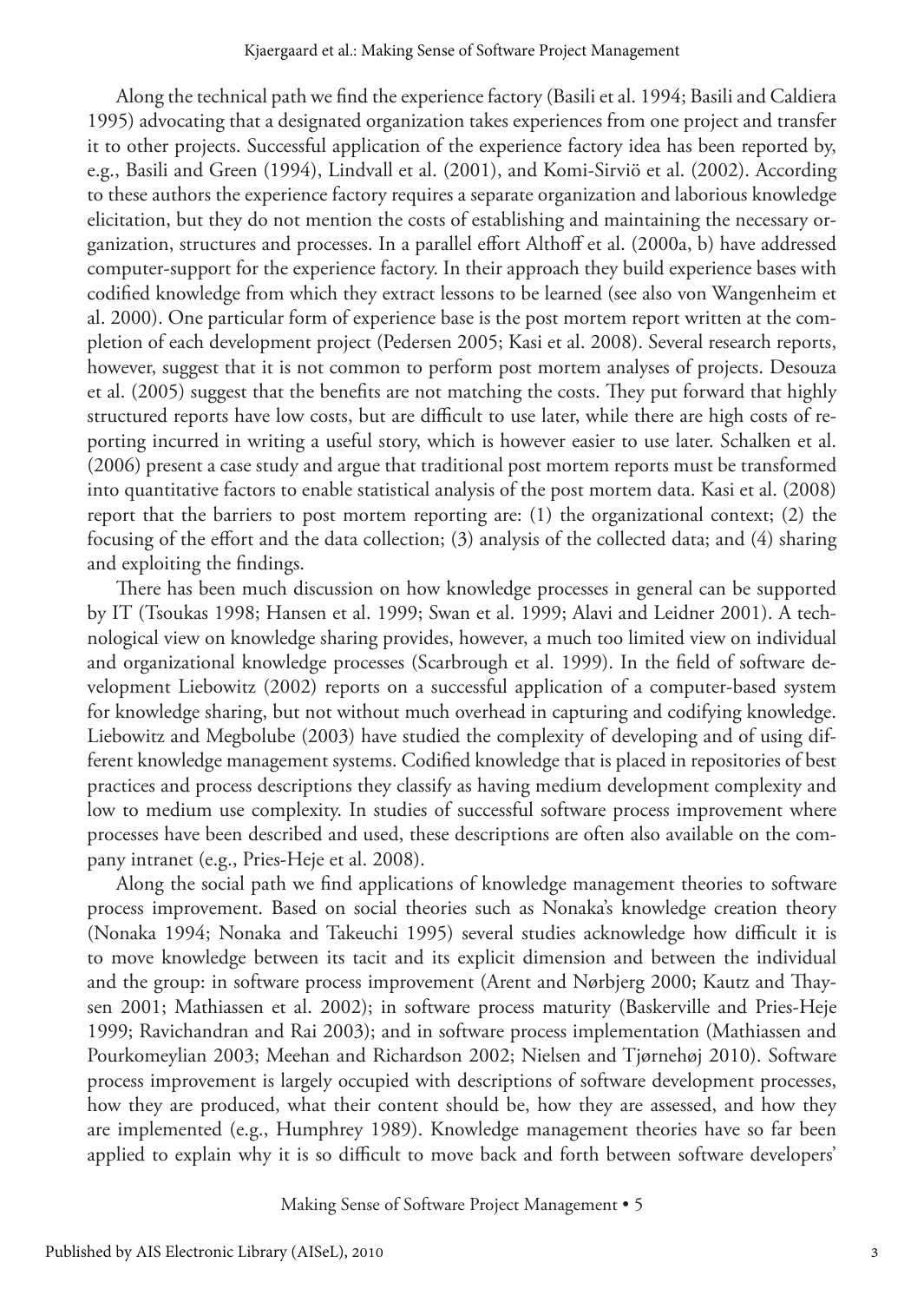Along the technical path we find the experience factory (Basili et al. 1994; Basili and Caldiera 1995) advocating that a designated organization takes experiences from one project and transfer it to other projects. Successful application of the experience factory idea has been reported by, e.g., Basili and Green (1994), Lindvall et al. (2001), and Komi-Sirviö et al. (2002). According to these authors the experience factory requires a separate organization and laborious knowledge elicitation, but they do not mention the costs of establishing and maintaining the necessary organization, structures and processes. In a parallel effort Althoff et al. (2000a, b) have addressed computer-support for the experience factory. In their approach they build experience bases with codified knowledge from which they extract lessons to be learned (see also von Wangenheim et al. 2000). One particular form of experience base is the post mortem report written at the completion of each development project (Pedersen 2005; Kasi et al. 2008). Several research reports, however, suggest that it is not common to perform post mortem analyses of projects. Desouza et al. (2005) suggest that the benefits are not matching the costs. They put forward that highly structured reports have low costs, but are difficult to use later, while there are high costs of reporting incurred in writing a useful story, which is however easier to use later. Schalken et al. (2006) present a case study and argue that traditional post mortem reports must be transformed into quantitative factors to enable statistical analysis of the post mortem data. Kasi et al. (2008) report that the barriers to post mortem reporting are: (1) the organizational context; (2) the focusing of the effort and the data collection; (3) analysis of the collected data; and (4) sharing and exploiting the findings.

There has been much discussion on how knowledge processes in general can be supported by IT (Tsoukas 1998; Hansen et al. 1999; Swan et al. 1999; Alavi and Leidner 2001). A technological view on knowledge sharing provides, however, a much too limited view on individual and organizational knowledge processes (Scarbrough et al. 1999). In the field of software development Liebowitz (2002) reports on a successful application of a computer-based system for knowledge sharing, but not without much overhead in capturing and codifying knowledge. Liebowitz and Megbolube (2003) have studied the complexity of developing and of using different knowledge management systems. Codified knowledge that is placed in repositories of best practices and process descriptions they classify as having medium development complexity and low to medium use complexity. In studies of successful software process improvement where processes have been described and used, these descriptions are often also available on the company intranet (e.g., Pries-Heje et al. 2008).

Along the social path we find applications of knowledge management theories to software process improvement. Based on social theories such as Nonaka's knowledge creation theory (Nonaka 1994; Nonaka and Takeuchi 1995) several studies acknowledge how difficult it is to move knowledge between its tacit and its explicit dimension and between the individual and the group: in software process improvement (Arent and Nørbjerg 2000; Kautz and Thaysen 2001; Mathiassen et al. 2002); in software process maturity (Baskerville and Pries-Heje 1999; Ravichandran and Rai 2003); and in software process implementation (Mathiassen and Pourkomeylian 2003; Meehan and Richardson 2002; Nielsen and Tjørnehøj 2010). Software process improvement is largely occupied with descriptions of software development processes, how they are produced, what their content should be, how they are assessed, and how they are implemented (e.g., Humphrey 1989). Knowledge management theories have so far been applied to explain why it is so difficult to move back and forth between software developers'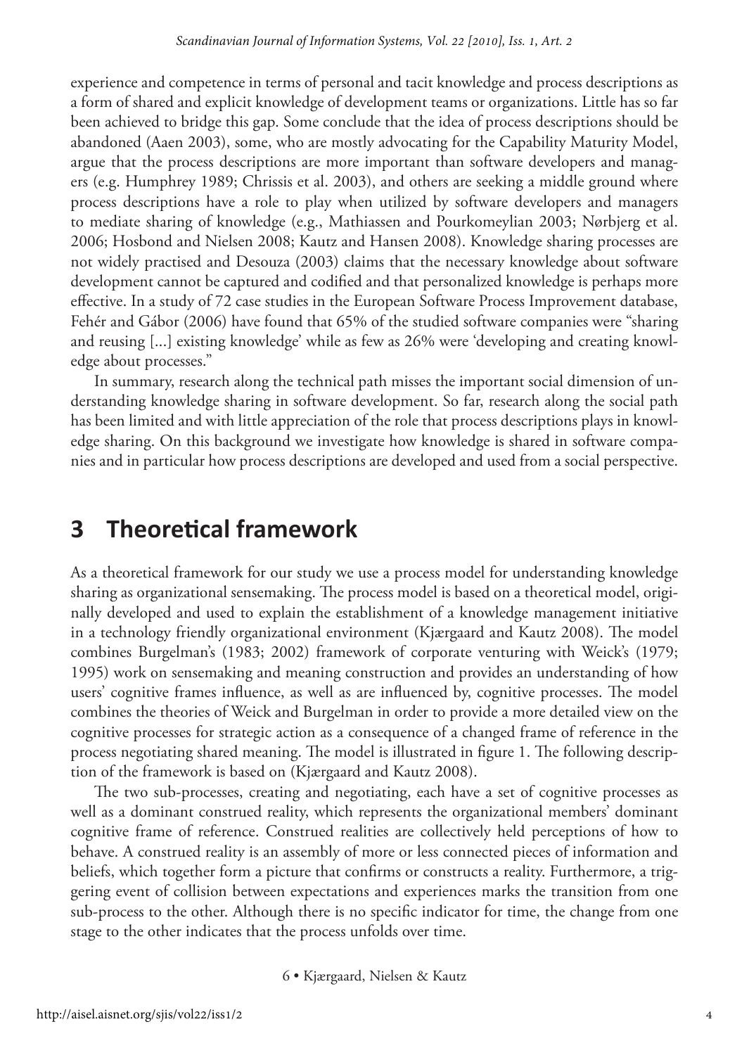experience and competence in terms of personal and tacit knowledge and process descriptions as a form of shared and explicit knowledge of development teams or organizations. Little has so far been achieved to bridge this gap. Some conclude that the idea of process descriptions should be abandoned (Aaen 2003), some, who are mostly advocating for the Capability Maturity Model, argue that the process descriptions are more important than software developers and managers (e.g. Humphrey 1989; Chrissis et al. 2003), and others are seeking a middle ground where process descriptions have a role to play when utilized by software developers and managers to mediate sharing of knowledge (e.g., Mathiassen and Pourkomeylian 2003; Nørbjerg et al. 2006; Hosbond and Nielsen 2008; Kautz and Hansen 2008). Knowledge sharing processes are not widely practised and Desouza (2003) claims that the necessary knowledge about software development cannot be captured and codified and that personalized knowledge is perhaps more effective. In a study of 72 case studies in the European Software Process Improvement database, Fehér and Gábor (2006) have found that 65% of the studied software companies were "sharing and reusing [...] existing knowledge' while as few as 26% were 'developing and creating knowledge about processes."

In summary, research along the technical path misses the important social dimension of understanding knowledge sharing in software development. So far, research along the social path has been limited and with little appreciation of the role that process descriptions plays in knowledge sharing. On this background we investigate how knowledge is shared in software companies and in particular how process descriptions are developed and used from a social perspective.

# 3 Theoretical framework

As a theoretical framework for our study we use a process model for understanding knowledge sharing as organizational sensemaking. The process model is based on a theoretical model, originally developed and used to explain the establishment of a knowledge management initiative in a technology friendly organizational environment (Kjærgaard and Kautz 2008). The model combines Burgelman's (1983; 2002) framework of corporate venturing with Weick's (1979; 1995) work on sensemaking and meaning construction and provides an understanding of how users' cognitive frames influence, as well as are influenced by, cognitive processes. The model combines the theories of Weick and Burgelman in order to provide a more detailed view on the cognitive processes for strategic action as a consequence of a changed frame of reference in the process negotiating shared meaning. The model is illustrated in figure 1. The following description of the framework is based on (Kjærgaard and Kautz 2008).

The two sub-processes, creating and negotiating, each have a set of cognitive processes as well as a dominant construed reality, which represents the organizational members' dominant cognitive frame of reference. Construed realities are collectively held perceptions of how to behave. A construed reality is an assembly of more or less connected pieces of information and beliefs, which together form a picture that confirms or constructs a reality. Furthermore, a triggering event of collision between expectations and experiences marks the transition from one sub-process to the other. Although there is no specific indicator for time, the change from one stage to the other indicates that the process unfolds over time.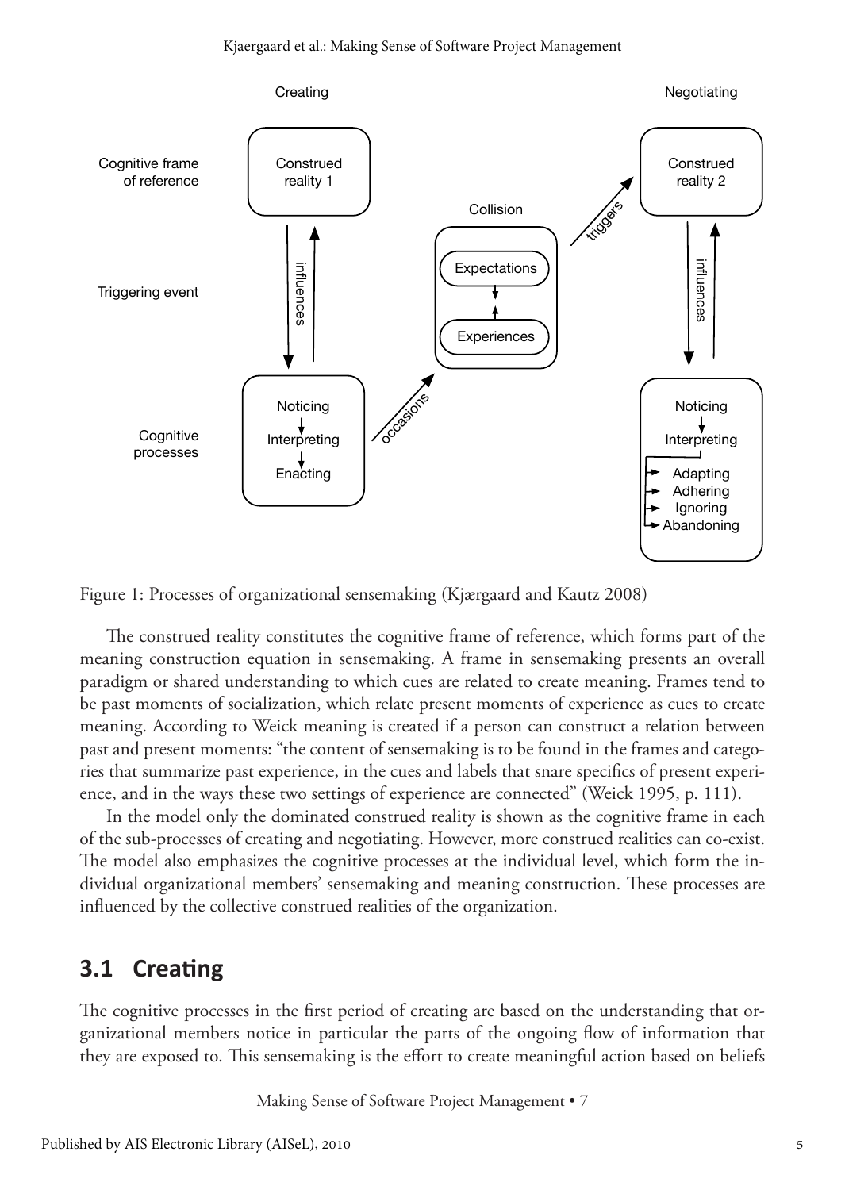Figure 1: Processes of organizational sensemaking (Kjærgaard and Kautz 2008)

The construed reality constitutes the cognitive frame of reference, which forms part of the meaning construction equation in sensemaking. A frame in sensemaking presents an overall paradigm or shared understanding to which cues are related to create meaning. Frames tend to be past moments of socialization, which relate present moments of experience as cues to create meaning. According to Weick meaning is created if a person can construct a relation between past and present moments: "the content of sensemaking is to be found in the frames and categories that summarize past experience, in the cues and labels that snare specifics of present experience, and in the ways these two settings of experience are connected" (Weick 1995, p. 111).

In the model only the dominated construed reality is shown as the cognitive frame in each of the sub-processes of creating and negotiating. However, more construed realities can co-exist. The model also emphasizes the cognitive processes at the individual level, which form the individual organizational members' sensemaking and meaning construction. These processes are influenced by the collective construed realities of the organization.

## 3.1 Creating

The cognitive processes in the first period of creating are based on the understanding that organizational members notice in particular the parts of the ongoing flow of information that they are exposed to. This sensemaking is the effort to create meaningful action based on beliefs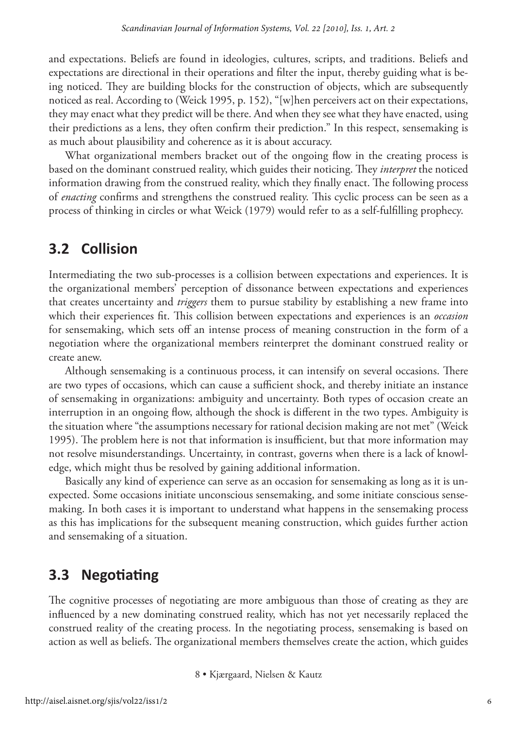and expectations. Beliefs are found in ideologies, cultures, scripts, and traditions. Beliefs and expectations are directional in their operations and filter the input, thereby guiding what is being noticed. They are building blocks for the construction of objects, which are subsequently noticed as real. According to (Weick 1995, p. 152), "[w]hen perceivers act on their expectations, they may enact what they predict will be there. And when they see what they have enacted, using their predictions as a lens, they often confirm their prediction." In this respect, sensemaking is as much about plausibility and coherence as it is about accuracy.

What organizational members bracket out of the ongoing flow in the creating process is based on the dominant construed reality, which guides their noticing. They *interpret* the noticed information drawing from the construed reality, which they finally enact. The following process of *enacting* confirms and strengthens the construed reality. This cyclic process can be seen as a process of thinking in circles or what Weick (1979) would refer to as a self-fulfilling prophecy.

## 3.2 Collision

Intermediating the two sub-processes is a collision between expectations and experiences. It is the organizational members' perception of dissonance between expectations and experiences that creates uncertainty and *triggers* them to pursue stability by establishing a new frame into which their experiences fit. This collision between expectations and experiences is an *occasion* for sensemaking, which sets off an intense process of meaning construction in the form of a negotiation where the organizational members reinterpret the dominant construed reality or create anew.

Although sensemaking is a continuous process, it can intensify on several occasions. There are two types of occasions, which can cause a sufficient shock, and thereby initiate an instance of sensemaking in organizations: ambiguity and uncertainty. Both types of occasion create an interruption in an ongoing flow, although the shock is different in the two types. Ambiguity is the situation where "the assumptions necessary for rational decision making are not met" (Weick 1995). The problem here is not that information is insufficient, but that more information may not resolve misunderstandings. Uncertainty, in contrast, governs when there is a lack of knowledge, which might thus be resolved by gaining additional information.

Basically any kind of experience can serve as an occasion for sensemaking as long as it is unexpected. Some occasions initiate unconscious sensemaking, and some initiate conscious sensemaking. In both cases it is important to understand what happens in the sensemaking process as this has implications for the subsequent meaning construction, which guides further action and sensemaking of a situation.

## 3.3 Negotiating

The cognitive processes of negotiating are more ambiguous than those of creating as they are influenced by a new dominating construed reality, which has not yet necessarily replaced the construed reality of the creating process. In the negotiating process, sensemaking is based on action as well as beliefs. The organizational members themselves create the action, which guides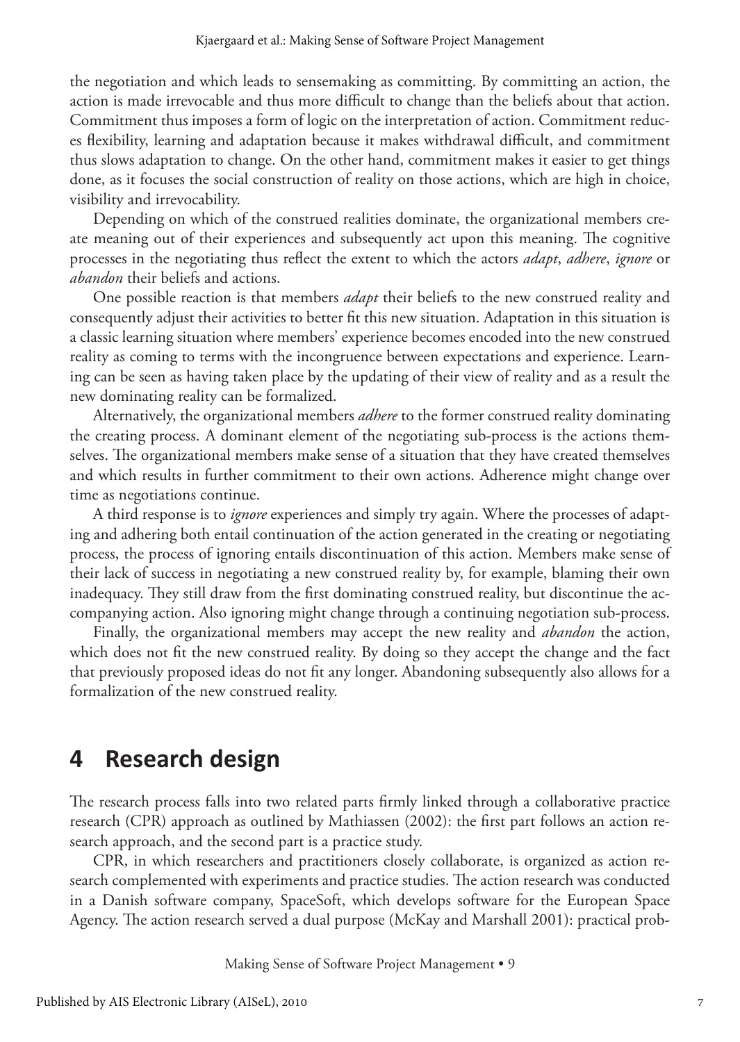the negotiation and which leads to sensemaking as committing. By committing an action, the action is made irrevocable and thus more difficult to change than the beliefs about that action. Commitment thus imposes a form of logic on the interpretation of action. Commitment reduces flexibility, learning and adaptation because it makes withdrawal difficult, and commitment thus slows adaptation to change. On the other hand, commitment makes it easier to get things done, as it focuses the social construction of reality on those actions, which are high in choice, visibility and irrevocability.

Depending on which of the construed realities dominate, the organizational members create meaning out of their experiences and subsequently act upon this meaning. The cognitive processes in the negotiating thus reflect the extent to which the actors *adapt*, *adhere*, *ignore* or *abandon* their beliefs and actions.

One possible reaction is that members *adapt* their beliefs to the new construed reality and consequently adjust their activities to better fit this new situation. Adaptation in this situation is a classic learning situation where members' experience becomes encoded into the new construed reality as coming to terms with the incongruence between expectations and experience. Learning can be seen as having taken place by the updating of their view of reality and as a result the new dominating reality can be formalized.

Alternatively, the organizational members *adhere* to the former construed reality dominating the creating process. A dominant element of the negotiating sub-process is the actions themselves. The organizational members make sense of a situation that they have created themselves and which results in further commitment to their own actions. Adherence might change over time as negotiations continue.

A third response is to *ignore* experiences and simply try again. Where the processes of adapting and adhering both entail continuation of the action generated in the creating or negotiating process, the process of ignoring entails discontinuation of this action. Members make sense of their lack of success in negotiating a new construed reality by, for example, blaming their own inadequacy. They still draw from the first dominating construed reality, but discontinue the accompanying action. Also ignoring might change through a continuing negotiation sub-process.

Finally, the organizational members may accept the new reality and *abandon* the action, which does not fit the new construed reality. By doing so they accept the change and the fact that previously proposed ideas do not fit any longer. Abandoning subsequently also allows for a formalization of the new construed reality.

# 4 Research design

The research process falls into two related parts firmly linked through a collaborative practice research (CPR) approach as outlined by Mathiassen (2002): the first part follows an action research approach, and the second part is a practice study.

CPR, in which researchers and practitioners closely collaborate, is organized as action research complemented with experiments and practice studies. The action research was conducted in a Danish software company, SpaceSoft, which develops software for the European Space Agency. The action research served a dual purpose (McKay and Marshall 2001): practical prob-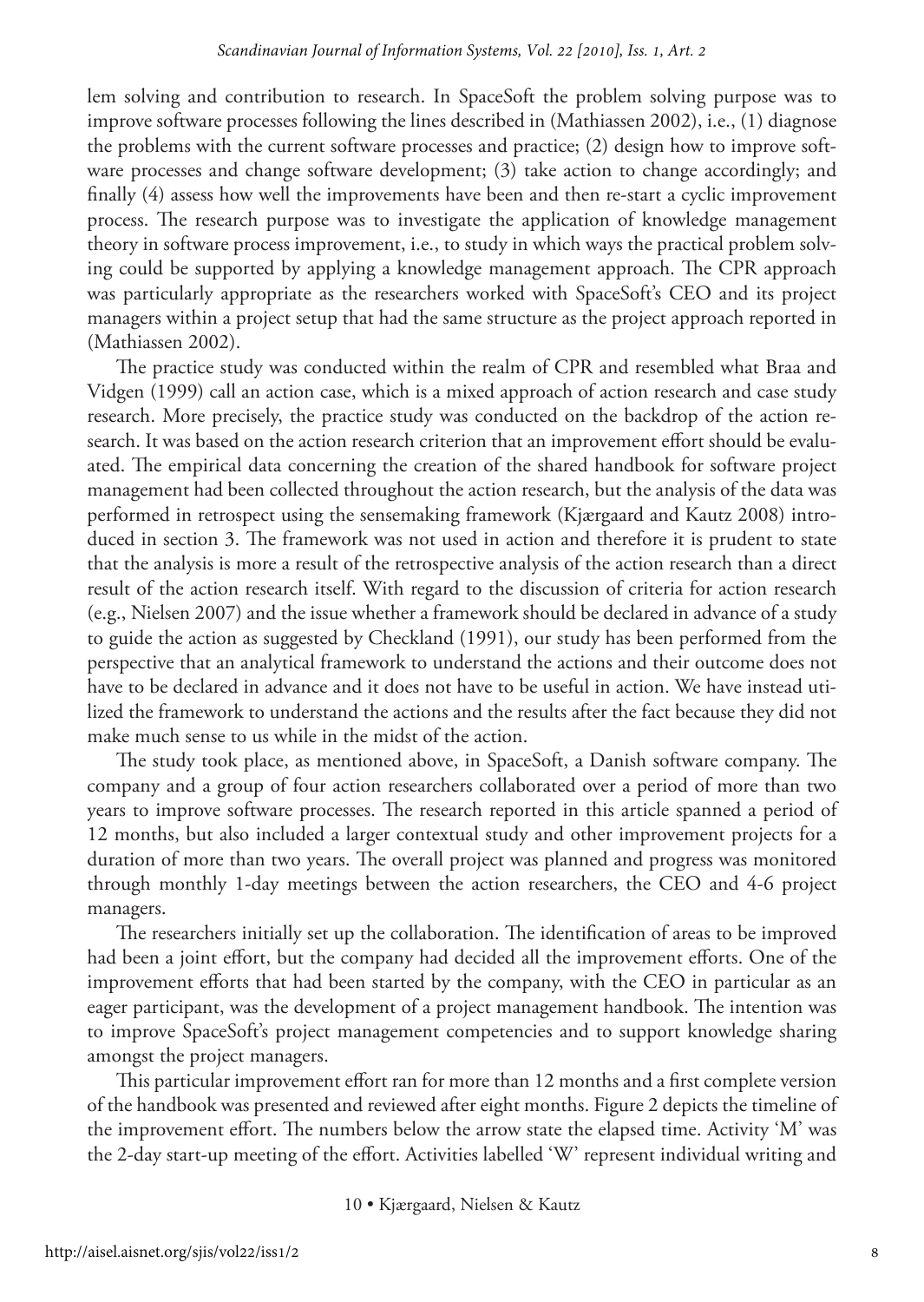lem solving and contribution to research. In SpaceSoft the problem solving purpose was to improve software processes following the lines described in (Mathiassen 2002), i.e., (1) diagnose the problems with the current software processes and practice; (2) design how to improve software processes and change software development; (3) take action to change accordingly; and finally (4) assess how well the improvements have been and then re-start a cyclic improvement process. The research purpose was to investigate the application of knowledge management theory in software process improvement, i.e., to study in which ways the practical problem solving could be supported by applying a knowledge management approach. The CPR approach was particularly appropriate as the researchers worked with SpaceSoft's CEO and its project managers within a project setup that had the same structure as the project approach reported in (Mathiassen 2002).

The practice study was conducted within the realm of CPR and resembled what Braa and Vidgen (1999) call an action case, which is a mixed approach of action research and case study research. More precisely, the practice study was conducted on the backdrop of the action research. It was based on the action research criterion that an improvement effort should be evaluated. The empirical data concerning the creation of the shared handbook for software project management had been collected throughout the action research, but the analysis of the data was performed in retrospect using the sensemaking framework (Kjærgaard and Kautz 2008) introduced in section 3. The framework was not used in action and therefore it is prudent to state that the analysis is more a result of the retrospective analysis of the action research than a direct result of the action research itself. With regard to the discussion of criteria for action research (e.g., Nielsen 2007) and the issue whether a framework should be declared in advance of a study to guide the action as suggested by Checkland (1991), our study has been performed from the perspective that an analytical framework to understand the actions and their outcome does not have to be declared in advance and it does not have to be useful in action. We have instead utilized the framework to understand the actions and the results after the fact because they did not make much sense to us while in the midst of the action.

The study took place, as mentioned above, in SpaceSoft, a Danish software company. The company and a group of four action researchers collaborated over a period of more than two years to improve software processes. The research reported in this article spanned a period of 12 months, but also included a larger contextual study and other improvement projects for a duration of more than two years. The overall project was planned and progress was monitored through monthly 1-day meetings between the action researchers, the CEO and 4-6 project managers.

The researchers initially set up the collaboration. The identification of areas to be improved had been a joint effort, but the company had decided all the improvement efforts. One of the improvement efforts that had been started by the company, with the CEO in particular as an eager participant, was the development of a project management handbook. The intention was to improve SpaceSoft's project management competencies and to support knowledge sharing amongst the project managers.

This particular improvement effort ran for more than 12 months and a first complete version of the handbook was presented and reviewed after eight months. Figure 2 depicts the timeline of the improvement effort. The numbers below the arrow state the elapsed time. Activity 'M' was the 2-day start-up meeting of the effort. Activities labelled 'W' represent individual writing and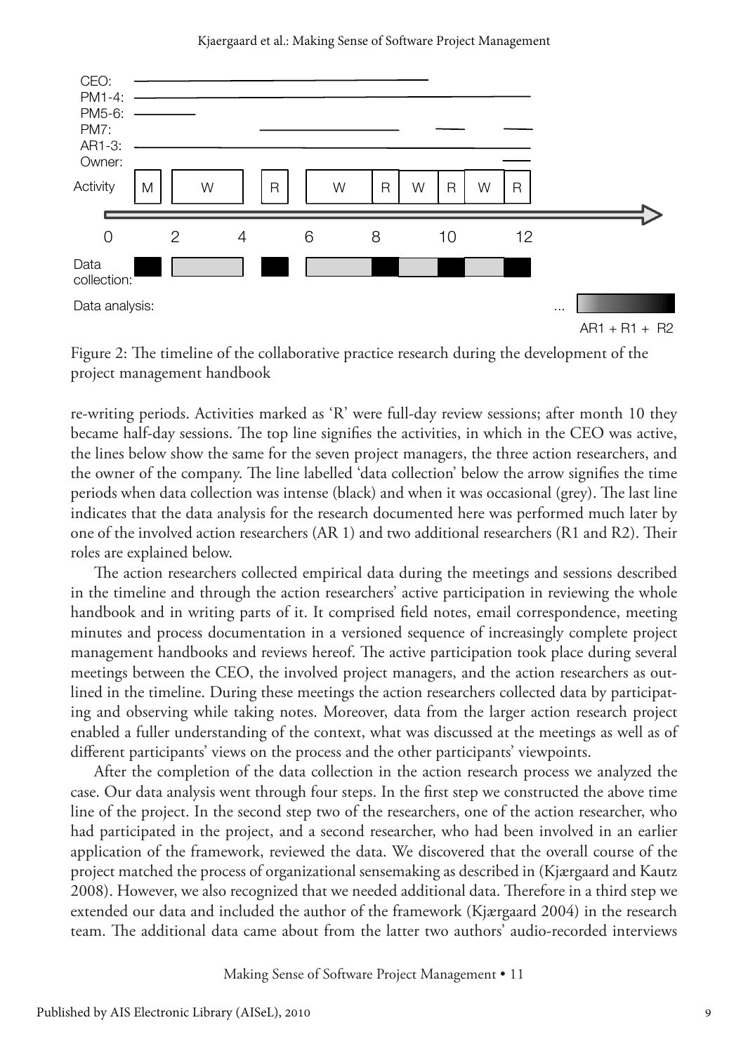Figure 2: The timeline of the collaborative practice research during the development of the project management handbook

re-writing periods. Activities marked as 'R' were full-day review sessions; after month 10 they became half-day sessions. The top line signifies the activities, in which in the CEO was active, the lines below show the same for the seven project managers, the three action researchers, and the owner of the company. The line labelled 'data collection' below the arrow signifies the time periods when data collection was intense (black) and when it was occasional (grey). The last line indicates that the data analysis for the research documented here was performed much later by one of the involved action researchers (AR 1) and two additional researchers (R1 and R2). Their roles are explained below.

The action researchers collected empirical data during the meetings and sessions described in the timeline and through the action researchers' active participation in reviewing the whole handbook and in writing parts of it. It comprised field notes, email correspondence, meeting minutes and process documentation in a versioned sequence of increasingly complete project management handbooks and reviews hereof. The active participation took place during several meetings between the CEO, the involved project managers, and the action researchers as outlined in the timeline. During these meetings the action researchers collected data by participating and observing while taking notes. Moreover, data from the larger action research project enabled a fuller understanding of the context, what was discussed at the meetings as well as of different participants' views on the process and the other participants' viewpoints.

After the completion of the data collection in the action research process we analyzed the case. Our data analysis went through four steps. In the first step we constructed the above time line of the project. In the second step two of the researchers, one of the action researcher, who had participated in the project, and a second researcher, who had been involved in an earlier application of the framework, reviewed the data. We discovered that the overall course of the project matched the process of organizational sensemaking as described in (Kjærgaard and Kautz 2008). However, we also recognized that we needed additional data. Therefore in a third step we extended our data and included the author of the framework (Kjærgaard 2004) in the research team. The additional data came about from the latter two authors' audio-recorded interviews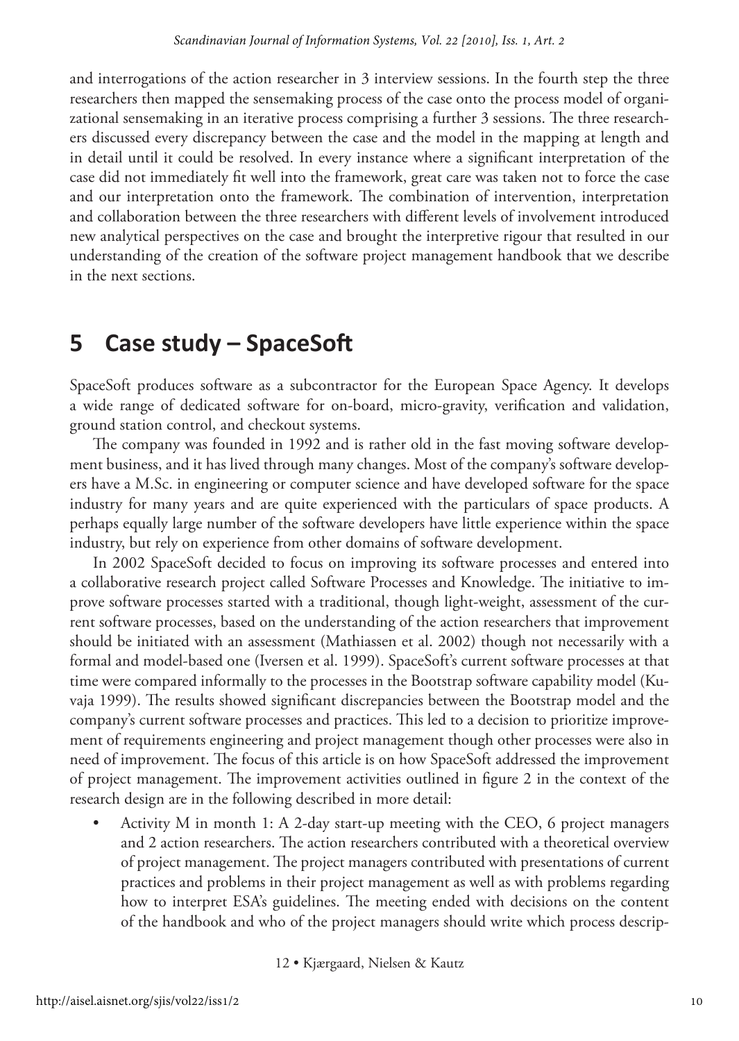and interrogations of the action researcher in 3 interview sessions. In the fourth step the three researchers then mapped the sensemaking process of the case onto the process model of organizational sensemaking in an iterative process comprising a further 3 sessions. The three researchers discussed every discrepancy between the case and the model in the mapping at length and in detail until it could be resolved. In every instance where a significant interpretation of the case did not immediately fit well into the framework, great care was taken not to force the case and our interpretation onto the framework. The combination of intervention, interpretation and collaboration between the three researchers with different levels of involvement introduced new analytical perspectives on the case and brought the interpretive rigour that resulted in our understanding of the creation of the software project management handbook that we describe in the next sections.

## 5 Case study – SpaceSoft

SpaceSoft produces software as a subcontractor for the European Space Agency. It develops a wide range of dedicated software for on-board, micro-gravity, verification and validation, ground station control, and checkout systems.

The company was founded in 1992 and is rather old in the fast moving software development business, and it has lived through many changes. Most of the company's software developers have a M.Sc. in engineering or computer science and have developed software for the space industry for many years and are quite experienced with the particulars of space products. A perhaps equally large number of the software developers have little experience within the space industry, but rely on experience from other domains of software development.

In 2002 SpaceSoft decided to focus on improving its software processes and entered into a collaborative research project called Software Processes and Knowledge. The initiative to improve software processes started with a traditional, though light-weight, assessment of the current software processes, based on the understanding of the action researchers that improvement should be initiated with an assessment (Mathiassen et al. 2002) though not necessarily with a formal and model-based one (Iversen et al. 1999). SpaceSoft's current software processes at that time were compared informally to the processes in the Bootstrap software capability model (Kuvaja 1999). The results showed significant discrepancies between the Bootstrap model and the company's current software processes and practices. This led to a decision to prioritize improvement of requirements engineering and project management though other processes were also in need of improvement. The focus of this article is on how SpaceSoft addressed the improvement of project management. The improvement activities outlined in figure 2 in the context of the research design are in the following described in more detail:

- Activity M in month 1: A 2-day start-up meeting with the CEO, 6 project managers and 2 action researchers. The action researchers contributed with a theoretical overview of project management. The project managers contributed with presentations of current practices and problems in their project management as well as with problems regarding how to interpret ESA's guidelines. The meeting ended with decisions on the content of the handbook and who of the project managers should write which process descrip-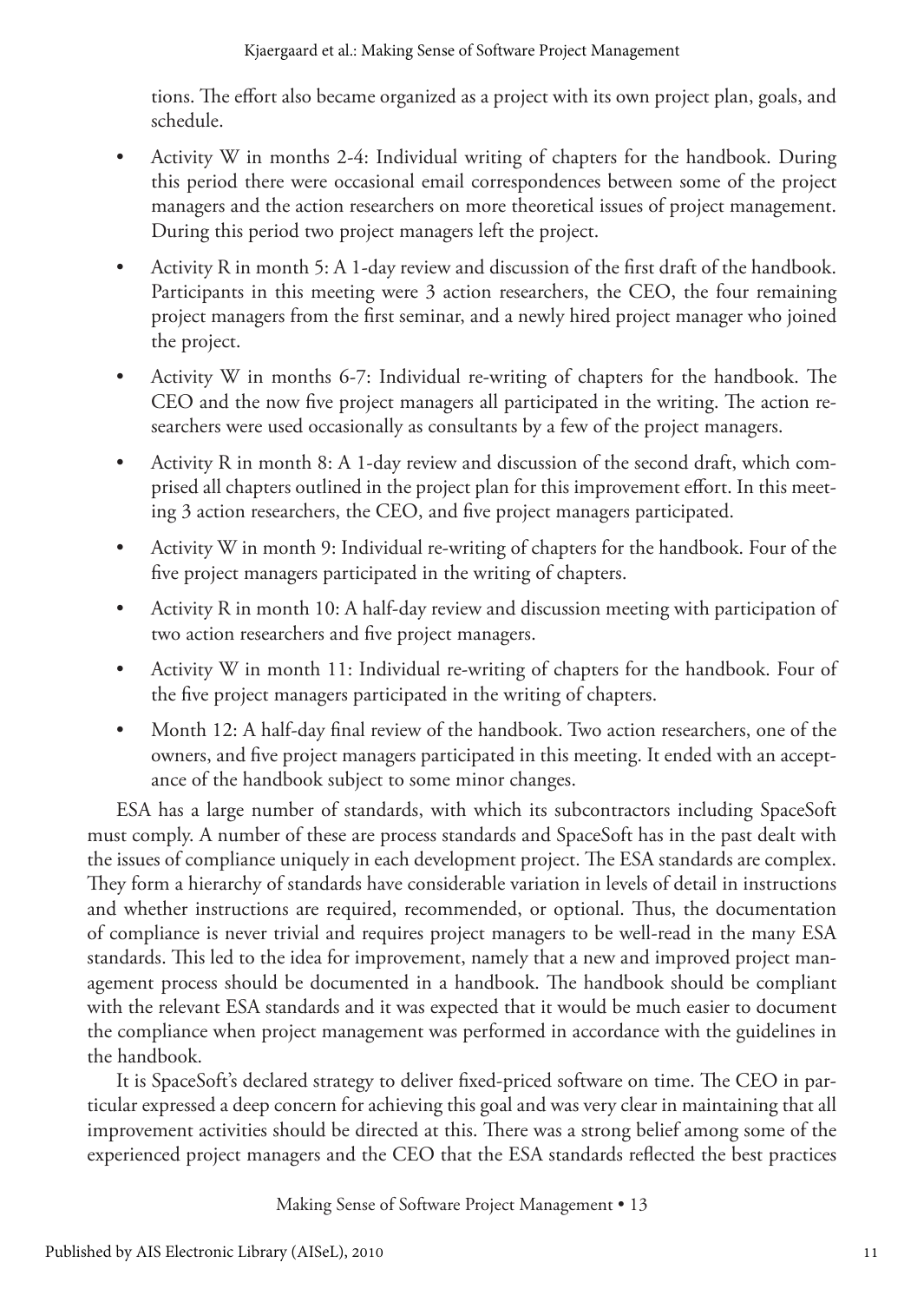tions. The effort also became organized as a project with its own project plan, goals, and schedule.

- Activity W in months 2-4: Individual writing of chapters for the handbook. During this period there were occasional email correspondences between some of the project managers and the action researchers on more theoretical issues of project management. During this period two project managers left the project.
- Activity R in month 5: A 1-day review and discussion of the first draft of the handbook. Participants in this meeting were 3 action researchers, the CEO, the four remaining project managers from the first seminar, and a newly hired project manager who joined the project.
- Activity W in months 6-7: Individual re-writing of chapters for the handbook. The CEO and the now five project managers all participated in the writing. The action researchers were used occasionally as consultants by a few of the project managers.
- Activity R in month 8: A 1-day review and discussion of the second draft, which comprised all chapters outlined in the project plan for this improvement effort. In this meeting 3 action researchers, the CEO, and five project managers participated.
- Activity W in month 9: Individual re-writing of chapters for the handbook. Four of the five project managers participated in the writing of chapters.
- Activity R in month 10: A half-day review and discussion meeting with participation of two action researchers and five project managers.
- Activity W in month 11: Individual re-writing of chapters for the handbook. Four of the five project managers participated in the writing of chapters.
- Month 12: A half-day final review of the handbook. Two action researchers, one of the owners, and five project managers participated in this meeting. It ended with an acceptance of the handbook subject to some minor changes.

ESA has a large number of standards, with which its subcontractors including SpaceSoft must comply. A number of these are process standards and SpaceSoft has in the past dealt with the issues of compliance uniquely in each development project. The ESA standards are complex. They form a hierarchy of standards have considerable variation in levels of detail in instructions and whether instructions are required, recommended, or optional. Thus, the documentation of compliance is never trivial and requires project managers to be well-read in the many ESA standards. This led to the idea for improvement, namely that a new and improved project management process should be documented in a handbook. The handbook should be compliant with the relevant ESA standards and it was expected that it would be much easier to document the compliance when project management was performed in accordance with the guidelines in the handbook.

It is SpaceSoft's declared strategy to deliver fixed-priced software on time. The CEO in particular expressed a deep concern for achieving this goal and was very clear in maintaining that all improvement activities should be directed at this. There was a strong belief among some of the experienced project managers and the CEO that the ESA standards reflected the best practices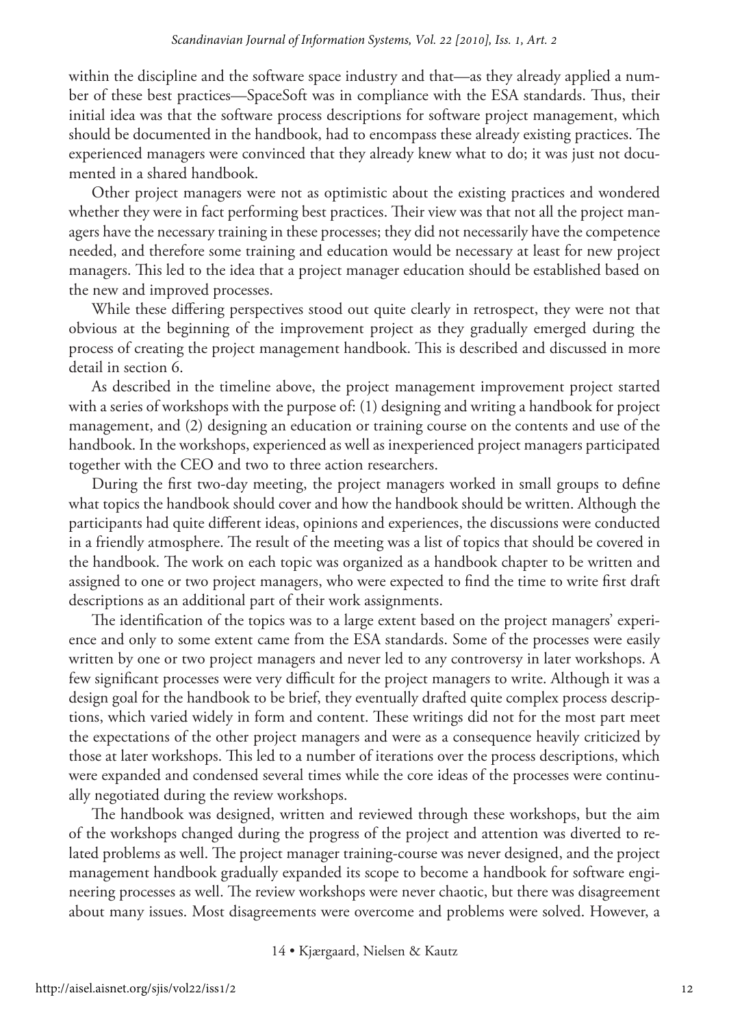within the discipline and the software space industry and that—as they already applied a number of these best practices—SpaceSoft was in compliance with the ESA standards. Thus, their initial idea was that the software process descriptions for software project management, which should be documented in the handbook, had to encompass these already existing practices. The experienced managers were convinced that they already knew what to do; it was just not documented in a shared handbook.

Other project managers were not as optimistic about the existing practices and wondered whether they were in fact performing best practices. Their view was that not all the project managers have the necessary training in these processes; they did not necessarily have the competence needed, and therefore some training and education would be necessary at least for new project managers. This led to the idea that a project manager education should be established based on the new and improved processes.

While these differing perspectives stood out quite clearly in retrospect, they were not that obvious at the beginning of the improvement project as they gradually emerged during the process of creating the project management handbook. This is described and discussed in more detail in section 6.

As described in the timeline above, the project management improvement project started with a series of workshops with the purpose of: (1) designing and writing a handbook for project management, and (2) designing an education or training course on the contents and use of the handbook. In the workshops, experienced as well as inexperienced project managers participated together with the CEO and two to three action researchers.

During the first two-day meeting, the project managers worked in small groups to define what topics the handbook should cover and how the handbook should be written. Although the participants had quite different ideas, opinions and experiences, the discussions were conducted in a friendly atmosphere. The result of the meeting was a list of topics that should be covered in the handbook. The work on each topic was organized as a handbook chapter to be written and assigned to one or two project managers, who were expected to find the time to write first draft descriptions as an additional part of their work assignments.

The identification of the topics was to a large extent based on the project managers' experience and only to some extent came from the ESA standards. Some of the processes were easily written by one or two project managers and never led to any controversy in later workshops. A few significant processes were very difficult for the project managers to write. Although it was a design goal for the handbook to be brief, they eventually drafted quite complex process descriptions, which varied widely in form and content. These writings did not for the most part meet the expectations of the other project managers and were as a consequence heavily criticized by those at later workshops. This led to a number of iterations over the process descriptions, which were expanded and condensed several times while the core ideas of the processes were continually negotiated during the review workshops.

The handbook was designed, written and reviewed through these workshops, but the aim of the workshops changed during the progress of the project and attention was diverted to related problems as well. The project manager training-course was never designed, and the project management handbook gradually expanded its scope to become a handbook for software engineering processes as well. The review workshops were never chaotic, but there was disagreement about many issues. Most disagreements were overcome and problems were solved. However, a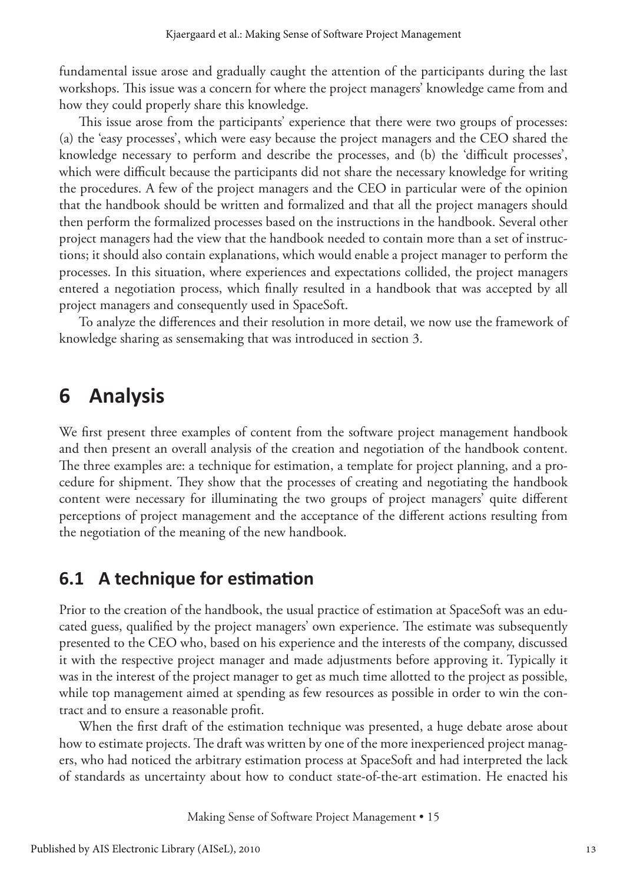fundamental issue arose and gradually caught the attention of the participants during the last workshops. This issue was a concern for where the project managers' knowledge came from and how they could properly share this knowledge.

This issue arose from the participants' experience that there were two groups of processes: (a) the 'easy processes', which were easy because the project managers and the CEO shared the knowledge necessary to perform and describe the processes, and (b) the 'difficult processes', which were difficult because the participants did not share the necessary knowledge for writing the procedures. A few of the project managers and the CEO in particular were of the opinion that the handbook should be written and formalized and that all the project managers should then perform the formalized processes based on the instructions in the handbook. Several other project managers had the view that the handbook needed to contain more than a set of instructions; it should also contain explanations, which would enable a project manager to perform the processes. In this situation, where experiences and expectations collided, the project managers entered a negotiation process, which finally resulted in a handbook that was accepted by all project managers and consequently used in SpaceSoft.

To analyze the differences and their resolution in more detail, we now use the framework of knowledge sharing as sensemaking that was introduced in section 3.

## 6 Analysis

We first present three examples of content from the software project management handbook and then present an overall analysis of the creation and negotiation of the handbook content. The three examples are: a technique for estimation, a template for project planning, and a procedure for shipment. They show that the processes of creating and negotiating the handbook content were necessary for illuminating the two groups of project managers' quite different perceptions of project management and the acceptance of the different actions resulting from the negotiation of the meaning of the new handbook.

### 6.1 A technique for estimation

Prior to the creation of the handbook, the usual practice of estimation at SpaceSoft was an educated guess, qualified by the project managers' own experience. The estimate was subsequently presented to the CEO who, based on his experience and the interests of the company, discussed it with the respective project manager and made adjustments before approving it. Typically it was in the interest of the project manager to get as much time allotted to the project as possible, while top management aimed at spending as few resources as possible in order to win the contract and to ensure a reasonable profit.

When the first draft of the estimation technique was presented, a huge debate arose about how to estimate projects. The draft was written by one of the more inexperienced project managers, who had noticed the arbitrary estimation process at SpaceSoft and had interpreted the lack of standards as uncertainty about how to conduct state-of-the-art estimation. He enacted his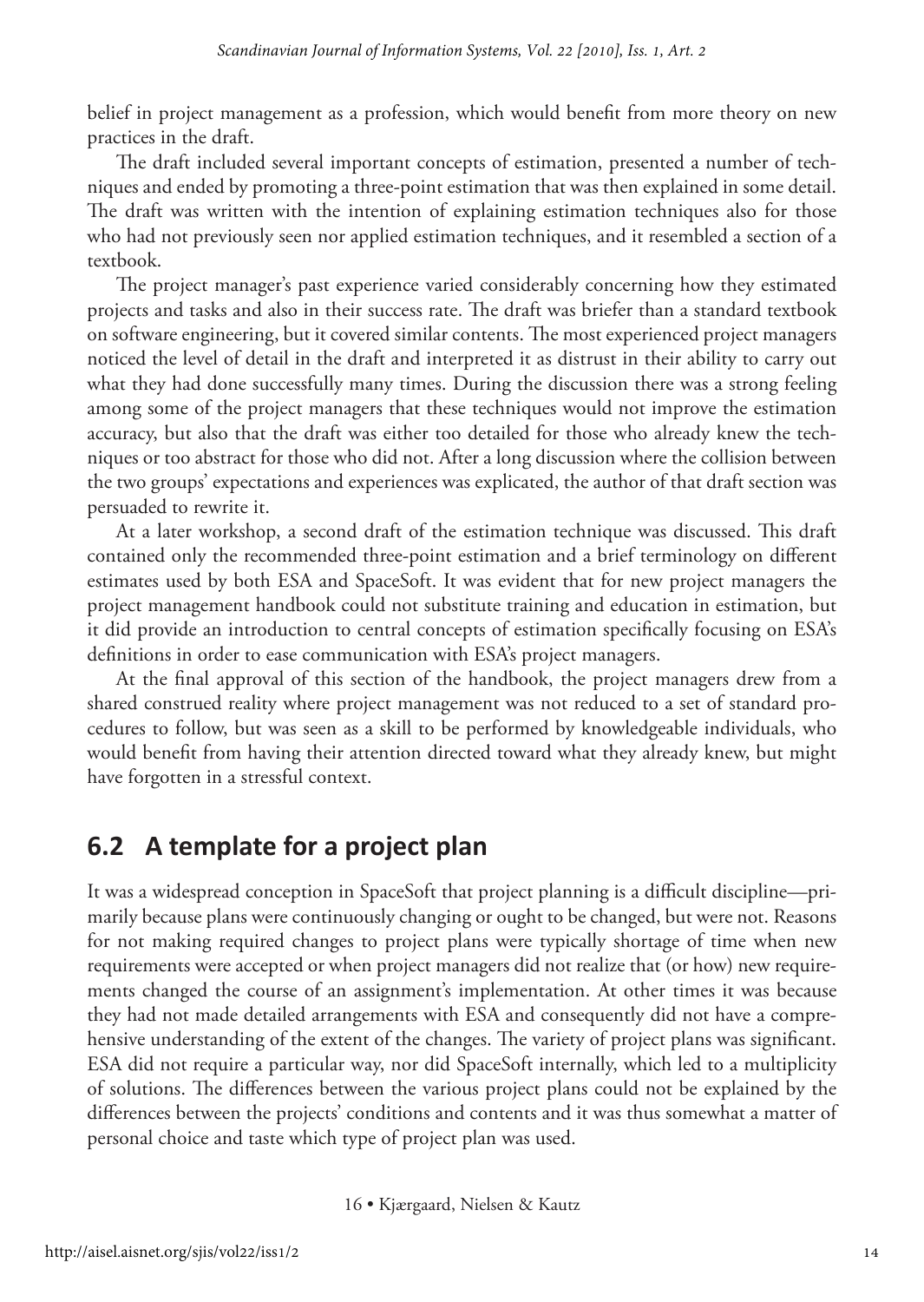belief in project management as a profession, which would benefit from more theory on new practices in the draft.

The draft included several important concepts of estimation, presented a number of techniques and ended by promoting a three-point estimation that was then explained in some detail. The draft was written with the intention of explaining estimation techniques also for those who had not previously seen nor applied estimation techniques, and it resembled a section of a textbook.

The project manager's past experience varied considerably concerning how they estimated projects and tasks and also in their success rate. The draft was briefer than a standard textbook on software engineering, but it covered similar contents. The most experienced project managers noticed the level of detail in the draft and interpreted it as distrust in their ability to carry out what they had done successfully many times. During the discussion there was a strong feeling among some of the project managers that these techniques would not improve the estimation accuracy, but also that the draft was either too detailed for those who already knew the techniques or too abstract for those who did not. After a long discussion where the collision between the two groups' expectations and experiences was explicated, the author of that draft section was persuaded to rewrite it.

At a later workshop, a second draft of the estimation technique was discussed. This draft contained only the recommended three-point estimation and a brief terminology on different estimates used by both ESA and SpaceSoft. It was evident that for new project managers the project management handbook could not substitute training and education in estimation, but it did provide an introduction to central concepts of estimation specifically focusing on ESA's definitions in order to ease communication with ESA's project managers.

At the final approval of this section of the handbook, the project managers drew from a shared construed reality where project management was not reduced to a set of standard procedures to follow, but was seen as a skill to be performed by knowledgeable individuals, who would benefit from having their attention directed toward what they already knew, but might have forgotten in a stressful context.

## 6.2 A template for a project plan

It was a widespread conception in SpaceSoft that project planning is a difficult discipline—primarily because plans were continuously changing or ought to be changed, but were not. Reasons for not making required changes to project plans were typically shortage of time when new requirements were accepted or when project managers did not realize that (or how) new requirements changed the course of an assignment's implementation. At other times it was because they had not made detailed arrangements with ESA and consequently did not have a comprehensive understanding of the extent of the changes. The variety of project plans was significant. ESA did not require a particular way, nor did SpaceSoft internally, which led to a multiplicity of solutions. The differences between the various project plans could not be explained by the differences between the projects' conditions and contents and it was thus somewhat a matter of personal choice and taste which type of project plan was used.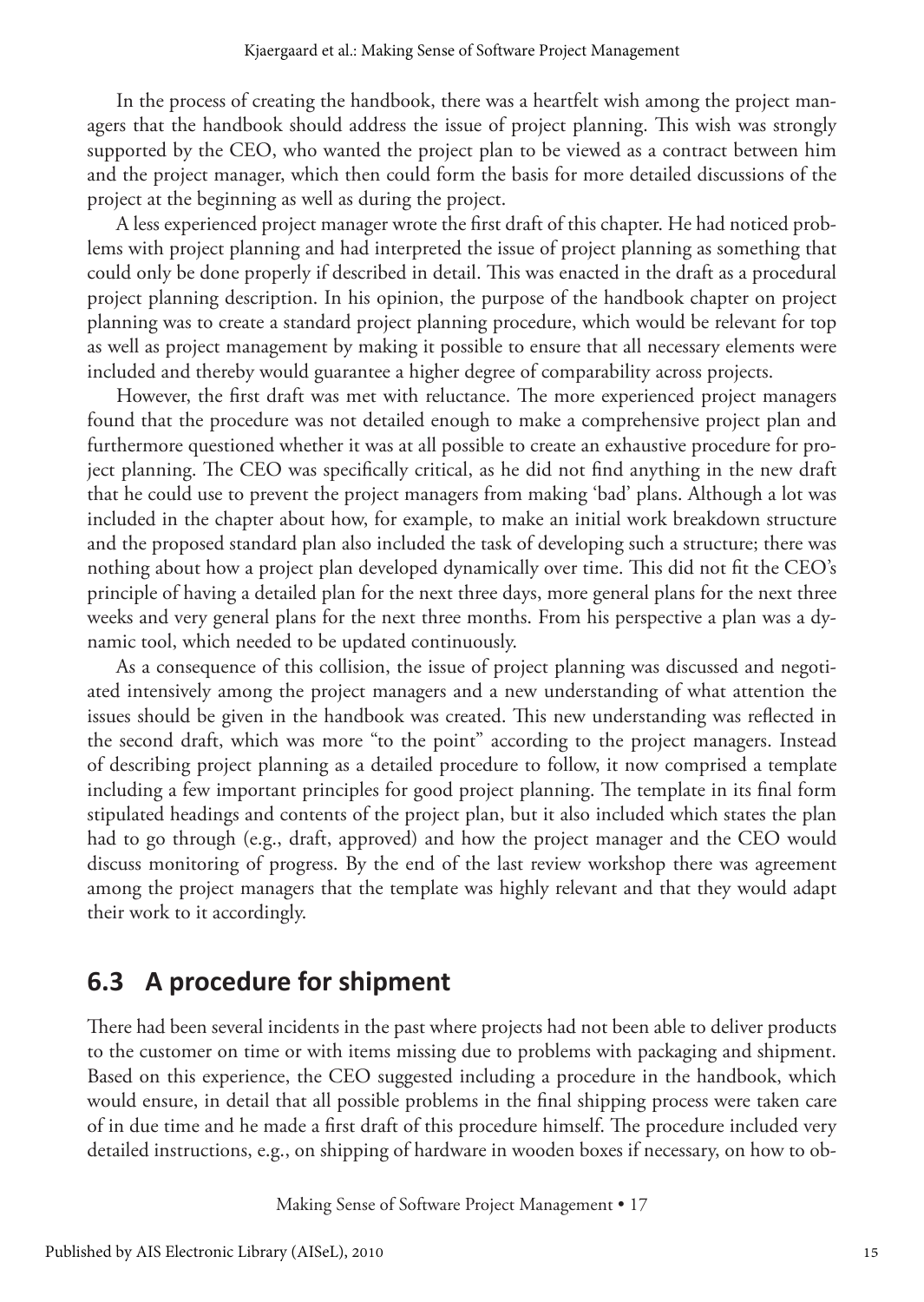In the process of creating the handbook, there was a heartfelt wish among the project managers that the handbook should address the issue of project planning. This wish was strongly supported by the CEO, who wanted the project plan to be viewed as a contract between him and the project manager, which then could form the basis for more detailed discussions of the project at the beginning as well as during the project.

A less experienced project manager wrote the first draft of this chapter. He had noticed problems with project planning and had interpreted the issue of project planning as something that could only be done properly if described in detail. This was enacted in the draft as a procedural project planning description. In his opinion, the purpose of the handbook chapter on project planning was to create a standard project planning procedure, which would be relevant for top as well as project management by making it possible to ensure that all necessary elements were included and thereby would guarantee a higher degree of comparability across projects.

However, the first draft was met with reluctance. The more experienced project managers found that the procedure was not detailed enough to make a comprehensive project plan and furthermore questioned whether it was at all possible to create an exhaustive procedure for project planning. The CEO was specifically critical, as he did not find anything in the new draft that he could use to prevent the project managers from making 'bad' plans. Although a lot was included in the chapter about how, for example, to make an initial work breakdown structure and the proposed standard plan also included the task of developing such a structure; there was nothing about how a project plan developed dynamically over time. This did not fit the CEO's principle of having a detailed plan for the next three days, more general plans for the next three weeks and very general plans for the next three months. From his perspective a plan was a dynamic tool, which needed to be updated continuously.

As a consequence of this collision, the issue of project planning was discussed and negotiated intensively among the project managers and a new understanding of what attention the issues should be given in the handbook was created. This new understanding was reflected in the second draft, which was more "to the point" according to the project managers. Instead of describing project planning as a detailed procedure to follow, it now comprised a template including a few important principles for good project planning. The template in its final form stipulated headings and contents of the project plan, but it also included which states the plan had to go through (e.g., draft, approved) and how the project manager and the CEO would discuss monitoring of progress. By the end of the last review workshop there was agreement among the project managers that the template was highly relevant and that they would adapt their work to it accordingly.

## 6.3 A procedure for shipment

There had been several incidents in the past where projects had not been able to deliver products to the customer on time or with items missing due to problems with packaging and shipment. Based on this experience, the CEO suggested including a procedure in the handbook, which would ensure, in detail that all possible problems in the final shipping process were taken care of in due time and he made a first draft of this procedure himself. The procedure included very detailed instructions, e.g., on shipping of hardware in wooden boxes if necessary, on how to ob-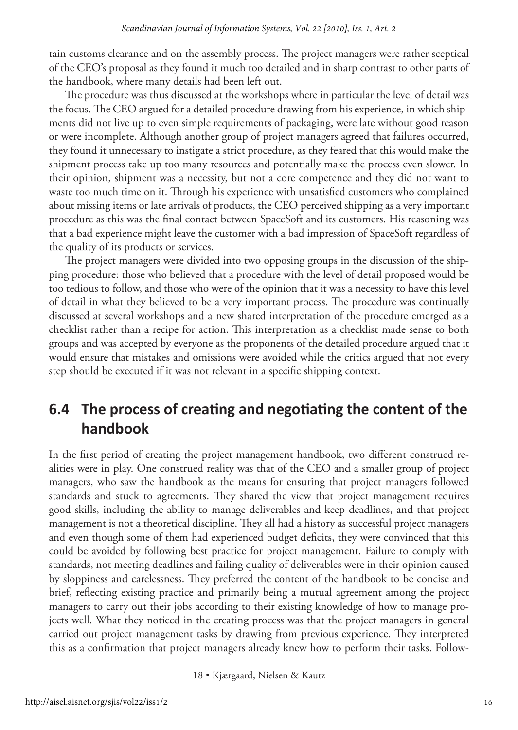tain customs clearance and on the assembly process. The project managers were rather sceptical of the CEO's proposal as they found it much too detailed and in sharp contrast to other parts of the handbook, where many details had been left out.

The procedure was thus discussed at the workshops where in particular the level of detail was the focus. The CEO argued for a detailed procedure drawing from his experience, in which shipments did not live up to even simple requirements of packaging, were late without good reason or were incomplete. Although another group of project managers agreed that failures occurred, they found it unnecessary to instigate a strict procedure, as they feared that this would make the shipment process take up too many resources and potentially make the process even slower. In their opinion, shipment was a necessity, but not a core competence and they did not want to waste too much time on it. Through his experience with unsatisfied customers who complained about missing items or late arrivals of products, the CEO perceived shipping as a very important procedure as this was the final contact between SpaceSoft and its customers. His reasoning was that a bad experience might leave the customer with a bad impression of SpaceSoft regardless of the quality of its products or services.

The project managers were divided into two opposing groups in the discussion of the shipping procedure: those who believed that a procedure with the level of detail proposed would be too tedious to follow, and those who were of the opinion that it was a necessity to have this level of detail in what they believed to be a very important process. The procedure was continually discussed at several workshops and a new shared interpretation of the procedure emerged as a checklist rather than a recipe for action. This interpretation as a checklist made sense to both groups and was accepted by everyone as the proponents of the detailed procedure argued that it would ensure that mistakes and omissions were avoided while the critics argued that not every step should be executed if it was not relevant in a specific shipping context.

## 6.4 The process of creating and negotiating the content of the handbook

In the first period of creating the project management handbook, two different construed realities were in play. One construed reality was that of the CEO and a smaller group of project managers, who saw the handbook as the means for ensuring that project managers followed standards and stuck to agreements. They shared the view that project management requires good skills, including the ability to manage deliverables and keep deadlines, and that project management is not a theoretical discipline. They all had a history as successful project managers and even though some of them had experienced budget deficits, they were convinced that this could be avoided by following best practice for project management. Failure to comply with standards, not meeting deadlines and failing quality of deliverables were in their opinion caused by sloppiness and carelessness. They preferred the content of the handbook to be concise and brief, reflecting existing practice and primarily being a mutual agreement among the project managers to carry out their jobs according to their existing knowledge of how to manage projects well. What they noticed in the creating process was that the project managers in general carried out project management tasks by drawing from previous experience. They interpreted this as a confirmation that project managers already knew how to perform their tasks. Follow-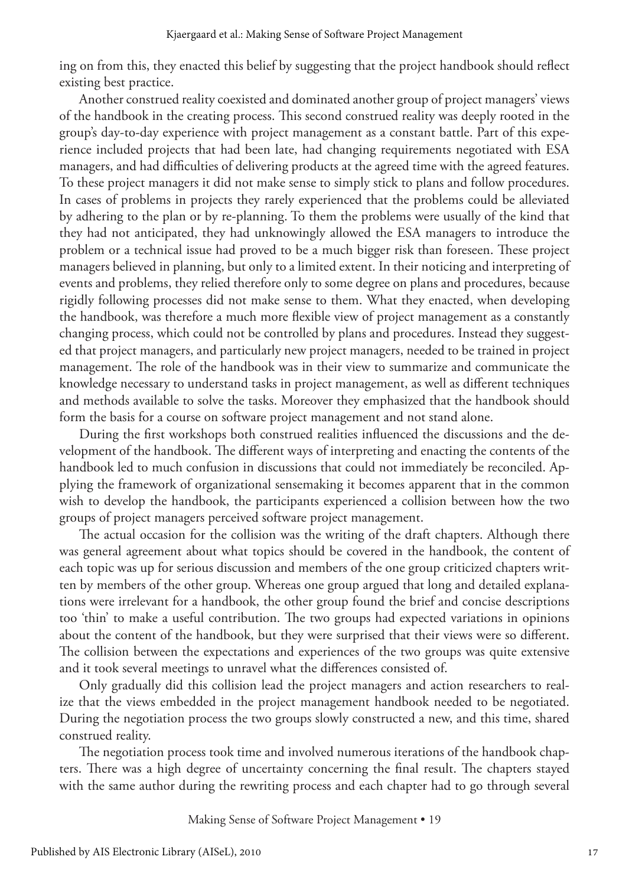ing on from this, they enacted this belief by suggesting that the project handbook should reflect existing best practice.

Another construed reality coexisted and dominated another group of project managers' views of the handbook in the creating process. This second construed reality was deeply rooted in the group's day-to-day experience with project management as a constant battle. Part of this experience included projects that had been late, had changing requirements negotiated with ESA managers, and had difficulties of delivering products at the agreed time with the agreed features. To these project managers it did not make sense to simply stick to plans and follow procedures. In cases of problems in projects they rarely experienced that the problems could be alleviated by adhering to the plan or by re-planning. To them the problems were usually of the kind that they had not anticipated, they had unknowingly allowed the ESA managers to introduce the problem or a technical issue had proved to be a much bigger risk than foreseen. These project managers believed in planning, but only to a limited extent. In their noticing and interpreting of events and problems, they relied therefore only to some degree on plans and procedures, because rigidly following processes did not make sense to them. What they enacted, when developing the handbook, was therefore a much more flexible view of project management as a constantly changing process, which could not be controlled by plans and procedures. Instead they suggested that project managers, and particularly new project managers, needed to be trained in project management. The role of the handbook was in their view to summarize and communicate the knowledge necessary to understand tasks in project management, as well as different techniques and methods available to solve the tasks. Moreover they emphasized that the handbook should form the basis for a course on software project management and not stand alone.

During the first workshops both construed realities influenced the discussions and the development of the handbook. The different ways of interpreting and enacting the contents of the handbook led to much confusion in discussions that could not immediately be reconciled. Applying the framework of organizational sensemaking it becomes apparent that in the common wish to develop the handbook, the participants experienced a collision between how the two groups of project managers perceived software project management.

The actual occasion for the collision was the writing of the draft chapters. Although there was general agreement about what topics should be covered in the handbook, the content of each topic was up for serious discussion and members of the one group criticized chapters written by members of the other group. Whereas one group argued that long and detailed explanations were irrelevant for a handbook, the other group found the brief and concise descriptions too 'thin' to make a useful contribution. The two groups had expected variations in opinions about the content of the handbook, but they were surprised that their views were so different. The collision between the expectations and experiences of the two groups was quite extensive and it took several meetings to unravel what the differences consisted of.

Only gradually did this collision lead the project managers and action researchers to realize that the views embedded in the project management handbook needed to be negotiated. During the negotiation process the two groups slowly constructed a new, and this time, shared construed reality.

The negotiation process took time and involved numerous iterations of the handbook chapters. There was a high degree of uncertainty concerning the final result. The chapters stayed with the same author during the rewriting process and each chapter had to go through several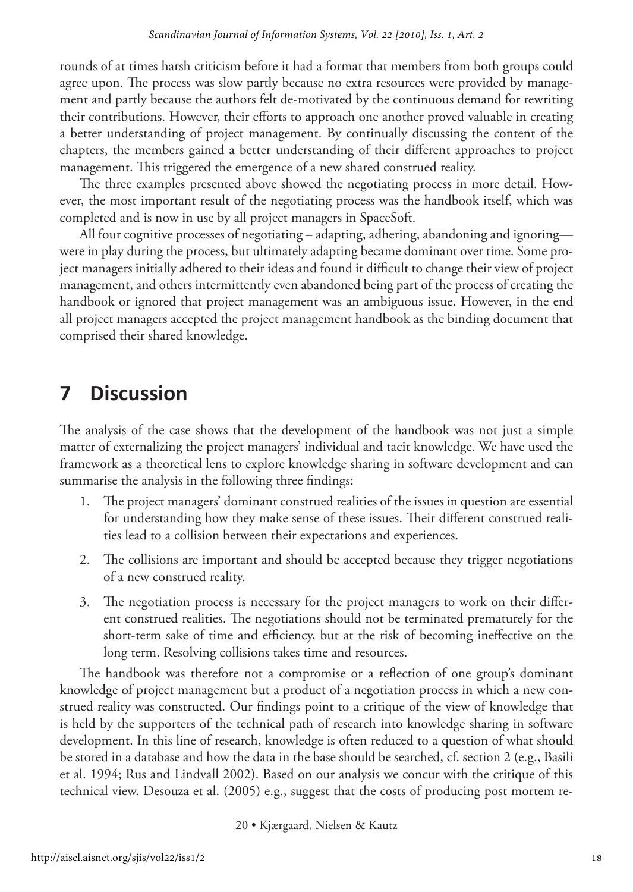rounds of at times harsh criticism before it had a format that members from both groups could agree upon. The process was slow partly because no extra resources were provided by management and partly because the authors felt de-motivated by the continuous demand for rewriting their contributions. However, their efforts to approach one another proved valuable in creating a better understanding of project management. By continually discussing the content of the chapters, the members gained a better understanding of their different approaches to project management. This triggered the emergence of a new shared construed reality.

The three examples presented above showed the negotiating process in more detail. However, the most important result of the negotiating process was the handbook itself, which was completed and is now in use by all project managers in SpaceSoft.

All four cognitive processes of negotiating – adapting, adhering, abandoning and ignoring—were in play during the process, but ultimately adapting became dominant over time. Some project managers initially adhered to their ideas and found it difficult to change their view of project management, and others intermittently even abandoned being part of the process of creating the handbook or ignored that project management was an ambiguous issue. However, in the end all project managers accepted the project management handbook as the binding document that comprised their shared knowledge.

# 7 Discussion

The analysis of the case shows that the development of the handbook was not just a simple matter of externalizing the project managers' individual and tacit knowledge. We have used the framework as a theoretical lens to explore knowledge sharing in software development and can summarise the analysis in the following three findings:

1. The project managers' dominant construed realities of the issues in question are essential for understanding how they make sense of these issues. Their different construed realities lead to a collision between their expectations and experiences.
2. The collisions are important and should be accepted because they trigger negotiations of a new construed reality.
3. The negotiation process is necessary for the project managers to work on their different construed realities. The negotiations should not be terminated prematurely for the short-term sake of time and efficiency, but at the risk of becoming ineffective on the long term. Resolving collisions takes time and resources.

The handbook was therefore not a compromise or a reflection of one group's dominant knowledge of project management but a product of a negotiation process in which a new construed reality was constructed. Our findings point to a critique of the view of knowledge that is held by the supporters of the technical path of research into knowledge sharing in software development. In this line of research, knowledge is often reduced to a question of what should be stored in a database and how the data in the base should be searched, cf. section 2 (e.g., Basili et al. 1994; Rus and Lindvall 2002). Based on our analysis we concur with the critique of this technical view. Desouza et al. (2005) e.g., suggest that the costs of producing post mortem re-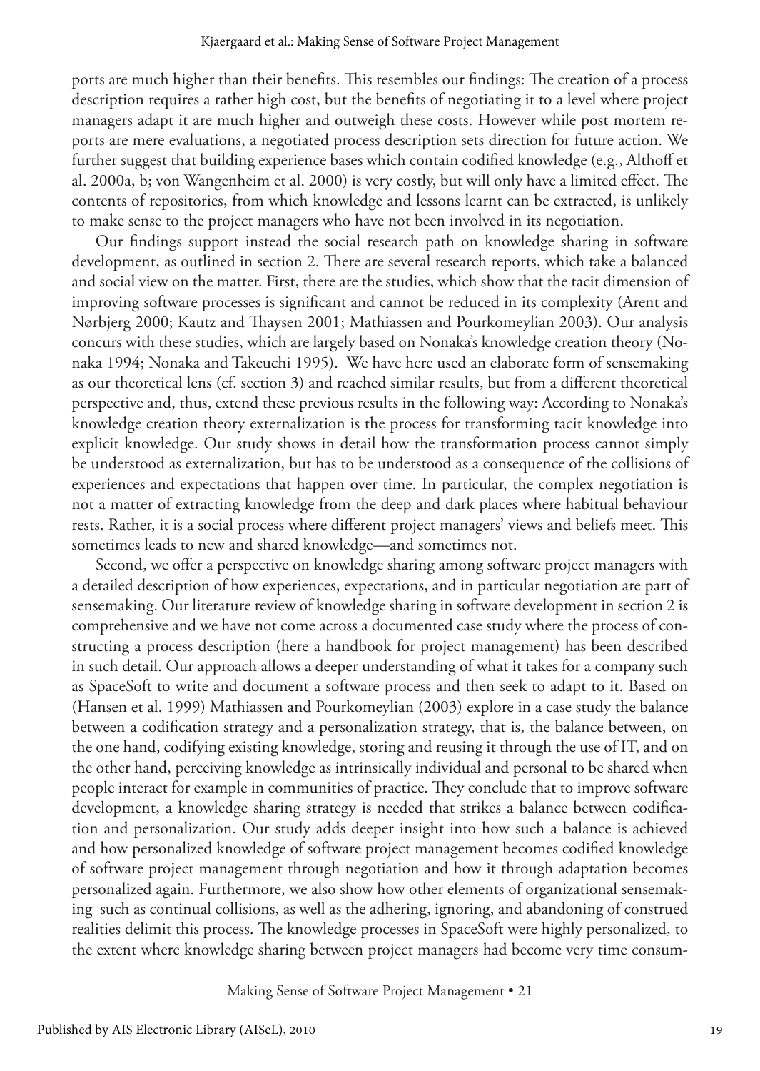ports are much higher than their benefits. This resembles our findings: The creation of a process description requires a rather high cost, but the benefits of negotiating it to a level where project managers adapt it are much higher and outweigh these costs. However while post mortem reports are mere evaluations, a negotiated process description sets direction for future action. We further suggest that building experience bases which contain codified knowledge (e.g., Althoff et al. 2000a, b; von Wangenheim et al. 2000) is very costly, but will only have a limited effect. The contents of repositories, from which knowledge and lessons learnt can be extracted, is unlikely to make sense to the project managers who have not been involved in its negotiation.

Our findings support instead the social research path on knowledge sharing in software development, as outlined in section 2. There are several research reports, which take a balanced and social view on the matter. First, there are the studies, which show that the tacit dimension of improving software processes is significant and cannot be reduced in its complexity (Arent and Nørbjerg 2000; Kautz and Thaysen 2001; Mathiassen and Pourkomeylian 2003). Our analysis concurs with these studies, which are largely based on Nonaka's knowledge creation theory (Nonaka 1994; Nonaka and Takeuchi 1995). We have here used an elaborate form of sensemaking as our theoretical lens (cf. section 3) and reached similar results, but from a different theoretical perspective and, thus, extend these previous results in the following way: According to Nonaka's knowledge creation theory externalization is the process for transforming tacit knowledge into explicit knowledge. Our study shows in detail how the transformation process cannot simply be understood as externalization, but has to be understood as a consequence of the collisions of experiences and expectations that happen over time. In particular, the complex negotiation is not a matter of extracting knowledge from the deep and dark places where habitual behaviour rests. Rather, it is a social process where different project managers' views and beliefs meet. This sometimes leads to new and shared knowledge—and sometimes not.

Second, we offer a perspective on knowledge sharing among software project managers with a detailed description of how experiences, expectations, and in particular negotiation are part of sensemaking. Our literature review of knowledge sharing in software development in section 2 is comprehensive and we have not come across a documented case study where the process of constructing a process description (here a handbook for project management) has been described in such detail. Our approach allows a deeper understanding of what it takes for a company such as SpaceSoft to write and document a software process and then seek to adapt to it. Based on (Hansen et al. 1999) Mathiassen and Pourkomeylian (2003) explore in a case study the balance between a codification strategy and a personalization strategy, that is, the balance between, on the one hand, codifying existing knowledge, storing and reusing it through the use of IT, and on the other hand, perceiving knowledge as intrinsically individual and personal to be shared when people interact for example in communities of practice. They conclude that to improve software development, a knowledge sharing strategy is needed that strikes a balance between codification and personalization. Our study adds deeper insight into how such a balance is achieved and how personalized knowledge of software project management becomes codified knowledge of software project management through negotiation and how it through adaptation becomes personalized again. Furthermore, we also show how other elements of organizational sensemaking such as continual collisions, as well as the adhering, ignoring, and abandoning of construed realities delimit this process. The knowledge processes in SpaceSoft were highly personalized, to the extent where knowledge sharing between project managers had become very time consum-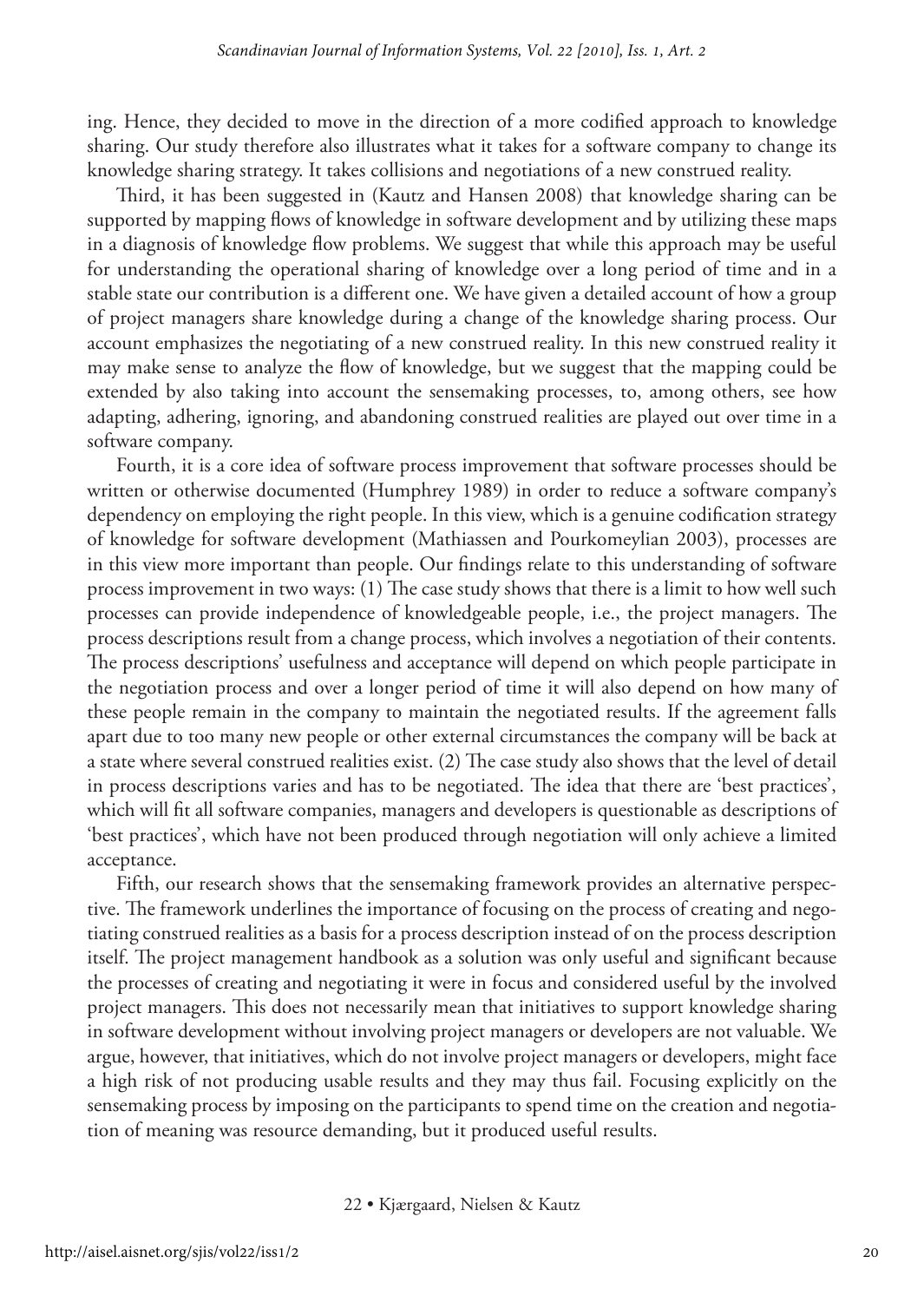ing. Hence, they decided to move in the direction of a more codified approach to knowledge sharing. Our study therefore also illustrates what it takes for a software company to change its knowledge sharing strategy. It takes collisions and negotiations of a new construed reality.

Third, it has been suggested in (Kautz and Hansen 2008) that knowledge sharing can be supported by mapping flows of knowledge in software development and by utilizing these maps in a diagnosis of knowledge flow problems. We suggest that while this approach may be useful for understanding the operational sharing of knowledge over a long period of time and in a stable state our contribution is a different one. We have given a detailed account of how a group of project managers share knowledge during a change of the knowledge sharing process. Our account emphasizes the negotiating of a new construed reality. In this new construed reality it may make sense to analyze the flow of knowledge, but we suggest that the mapping could be extended by also taking into account the sensemaking processes, to, among others, see how adapting, adhering, ignoring, and abandoning construed realities are played out over time in a software company.

Fourth, it is a core idea of software process improvement that software processes should be written or otherwise documented (Humphrey 1989) in order to reduce a software company's dependency on employing the right people. In this view, which is a genuine codification strategy of knowledge for software development (Mathiassen and Pourkomeylian 2003), processes are in this view more important than people. Our findings relate to this understanding of software process improvement in two ways: (1) The case study shows that there is a limit to how well such processes can provide independence of knowledgeable people, i.e., the project managers. The process descriptions result from a change process, which involves a negotiation of their contents. The process descriptions' usefulness and acceptance will depend on which people participate in the negotiation process and over a longer period of time it will also depend on how many of these people remain in the company to maintain the negotiated results. If the agreement falls apart due to too many new people or other external circumstances the company will be back at a state where several construed realities exist. (2) The case study also shows that the level of detail in process descriptions varies and has to be negotiated. The idea that there are 'best practices', which will fit all software companies, managers and developers is questionable as descriptions of 'best practices', which have not been produced through negotiation will only achieve a limited acceptance.

Fifth, our research shows that the sensemaking framework provides an alternative perspective. The framework underlines the importance of focusing on the process of creating and negotiating construed realities as a basis for a process description instead of on the process description itself. The project management handbook as a solution was only useful and significant because the processes of creating and negotiating it were in focus and considered useful by the involved project managers. This does not necessarily mean that initiatives to support knowledge sharing in software development without involving project managers or developers are not valuable. We argue, however, that initiatives, which do not involve project managers or developers, might face a high risk of not producing usable results and they may thus fail. Focusing explicitly on the sensemaking process by imposing on the participants to spend time on the creation and negotiation of meaning was resource demanding, but it produced useful results.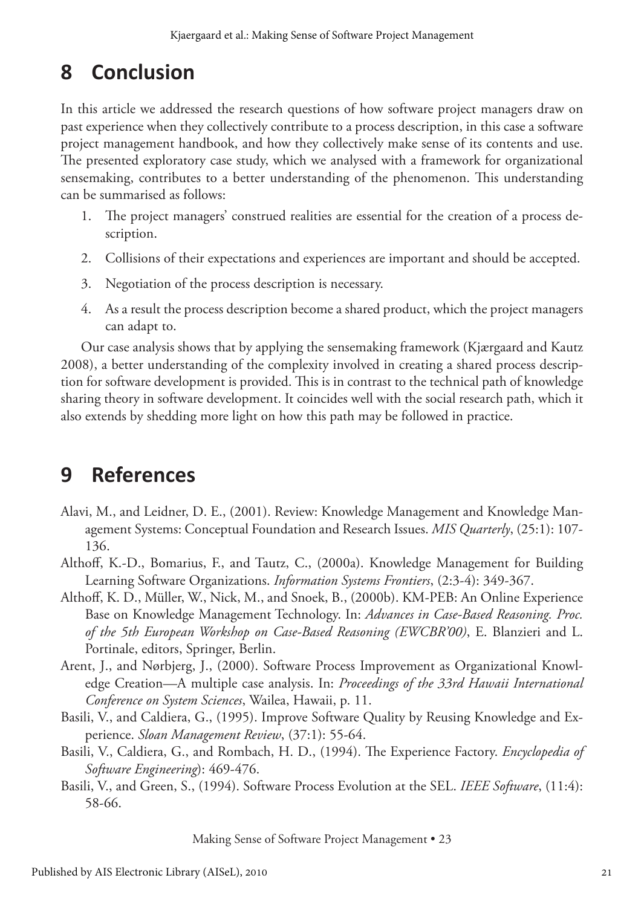# 8 Conclusion

In this article we addressed the research questions of how software project managers draw on past experience when they collectively contribute to a process description, in this case a software project management handbook, and how they collectively make sense of its contents and use. The presented exploratory case study, which we analysed with a framework for organizational sensemaking, contributes to a better understanding of the phenomenon. This understanding can be summarised as follows:

1. The project managers' construed realities are essential for the creation of a process description.
2. Collisions of their expectations and experiences are important and should be accepted.
3. Negotiation of the process description is necessary.
4. As a result the process description become a shared product, which the project managers can adapt to.

Our case analysis shows that by applying the sensemaking framework (Kjærgaard and Kautz 2008), a better understanding of the complexity involved in creating a shared process description for software development is provided. This is in contrast to the technical path of knowledge sharing theory in software development. It coincides well with the social research path, which it also extends by shedding more light on how this path may be followed in practice.

# 9 References

Alavi, M., and Leidner, D. E., (2001). Review: Knowledge Management and Knowledge Management Systems: Conceptual Foundation and Research Issues. *MIS Quarterly*, (25:1): 107-136.

Althoff, K.-D., Bomarius, F., and Tautz, C., (2000a). Knowledge Management for Building Learning Software Organizations. *Information Systems Frontiers*, (2:3-4): 349-367.

Althoff, K. D., Müller, W., Nick, M., and Snoek, B., (2000b). KM-PEB: An Online Experience Base on Knowledge Management Technology. In: *Advances in Case-Based Reasoning. Proc. of the 5th European Workshop on Case-Based Reasoning (EWCBR'00)*, E. Blanzieri and L. Portinale, editors, Springer, Berlin.

Arent, J., and Nørbjerg, J., (2000). Software Process Improvement as Organizational Knowledge Creation—A multiple case analysis. In: *Proceedings of the 33rd Hawaii International Conference on System Sciences*, Wailea, Hawaii, p. 11.

Basili, V., and Caldiera, G., (1995). Improve Software Quality by Reusing Knowledge and Experience. *Sloan Management Review*, (37:1): 55-64.

Basili, V., Caldiera, G., and Rombach, H. D., (1994). The Experience Factory. *Encyclopedia of Software Engineering*): 469-476.

Basili, V., and Green, S., (1994). Software Process Evolution at the SEL. *IEEE Software*, (11:4): 58-66.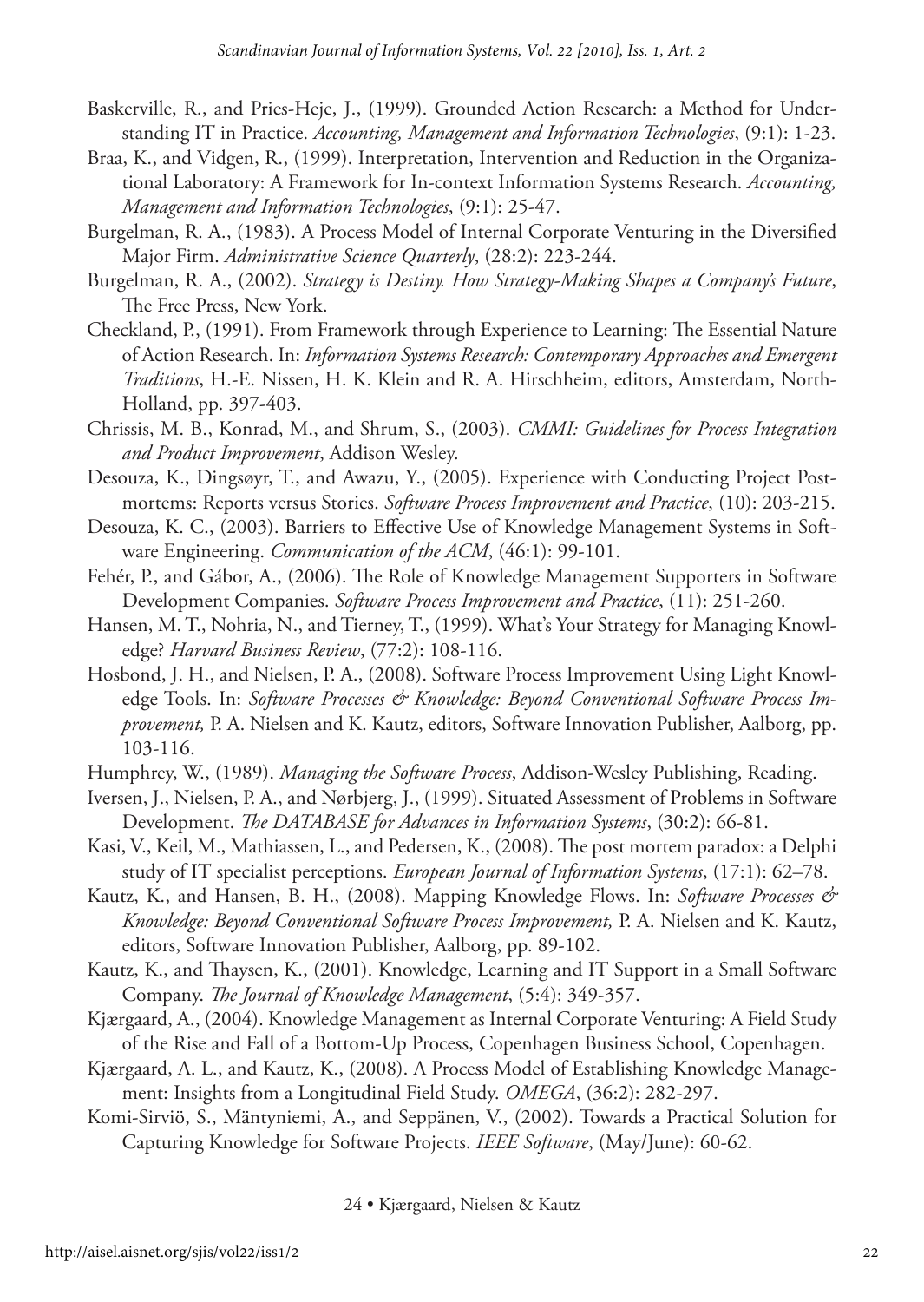Baskerville, R., and Pries-Heje, J., (1999). Grounded Action Research: a Method for Understanding IT in Practice. *Accounting, Management and Information Technologies*, (9:1): 1-23.

Braa, K., and Vidgen, R., (1999). Interpretation, Intervention and Reduction in the Organizational Laboratory: A Framework for In-context Information Systems Research. *Accounting, Management and Information Technologies*, (9:1): 25-47.

Burgelman, R. A., (1983). A Process Model of Internal Corporate Venturing in the Diversified Major Firm. *Administrative Science Quarterly*, (28:2): 223-244.

Burgelman, R. A., (2002). *Strategy is Destiny. How Strategy-Making Shapes a Company's Future*, The Free Press, New York.

Checkland, P., (1991). From Framework through Experience to Learning: The Essential Nature of Action Research. In: *Information Systems Research: Contemporary Approaches and Emergent Traditions*, H.-E. Nissen, H. K. Klein and R. A. Hirschheim, editors, Amsterdam, North-Holland, pp. 397-403.

Chrissis, M. B., Konrad, M., and Shrum, S., (2003). *CMMI: Guidelines for Process Integration and Product Improvement*, Addison Wesley.

Desouza, K., Dingsøyr, T., and Awazu, Y., (2005). Experience with Conducting Project Postmortems: Reports versus Stories. *Software Process Improvement and Practice*, (10): 203-215.

Desouza, K. C., (2003). Barriers to Effective Use of Knowledge Management Systems in Software Engineering. *Communication of the ACM*, (46:1): 99-101.

Fehér, P., and Gábor, A., (2006). The Role of Knowledge Management Supporters in Software Development Companies. *Software Process Improvement and Practice*, (11): 251-260.

Hansen, M. T., Nohria, N., and Tierney, T., (1999). What's Your Strategy for Managing Knowledge? *Harvard Business Review*, (77:2): 108-116.

Hosbond, J. H., and Nielsen, P. A., (2008). Software Process Improvement Using Light Knowledge Tools. In: *Software Processes & Knowledge: Beyond Conventional Software Process Improvement,* P. A. Nielsen and K. Kautz, editors, Software Innovation Publisher, Aalborg, pp. 103-116.

Humphrey, W., (1989). *Managing the Software Process*, Addison-Wesley Publishing, Reading.

Iversen, J., Nielsen, P. A., and Nørbjerg, J., (1999). Situated Assessment of Problems in Software Development. *The DATABASE for Advances in Information Systems*, (30:2): 66-81.

Kasi, V., Keil, M., Mathiassen, L., and Pedersen, K., (2008). The post mortem paradox: a Delphi study of IT specialist perceptions. *European Journal of Information Systems*, (17:1): 62–78.

Kautz, K., and Hansen, B. H., (2008). Mapping Knowledge Flows. In: *Software Processes & Knowledge: Beyond Conventional Software Process Improvement,* P. A. Nielsen and K. Kautz, editors, Software Innovation Publisher, Aalborg, pp. 89-102.

Kautz, K., and Thaysen, K., (2001). Knowledge, Learning and IT Support in a Small Software Company. *The Journal of Knowledge Management*, (5:4): 349-357.

Kjærgaard, A., (2004). Knowledge Management as Internal Corporate Venturing: A Field Study of the Rise and Fall of a Bottom-Up Process, Copenhagen Business School, Copenhagen.

Kjærgaard, A. L., and Kautz, K., (2008). A Process Model of Establishing Knowledge Management: Insights from a Longitudinal Field Study. *OMEGA*, (36:2): 282-297.

Komi-Sirviö, S., Mäntyniemi, A., and Seppänen, V., (2002). Towards a Practical Solution for Capturing Knowledge for Software Projects. *IEEE Software*, (May/June): 60-62.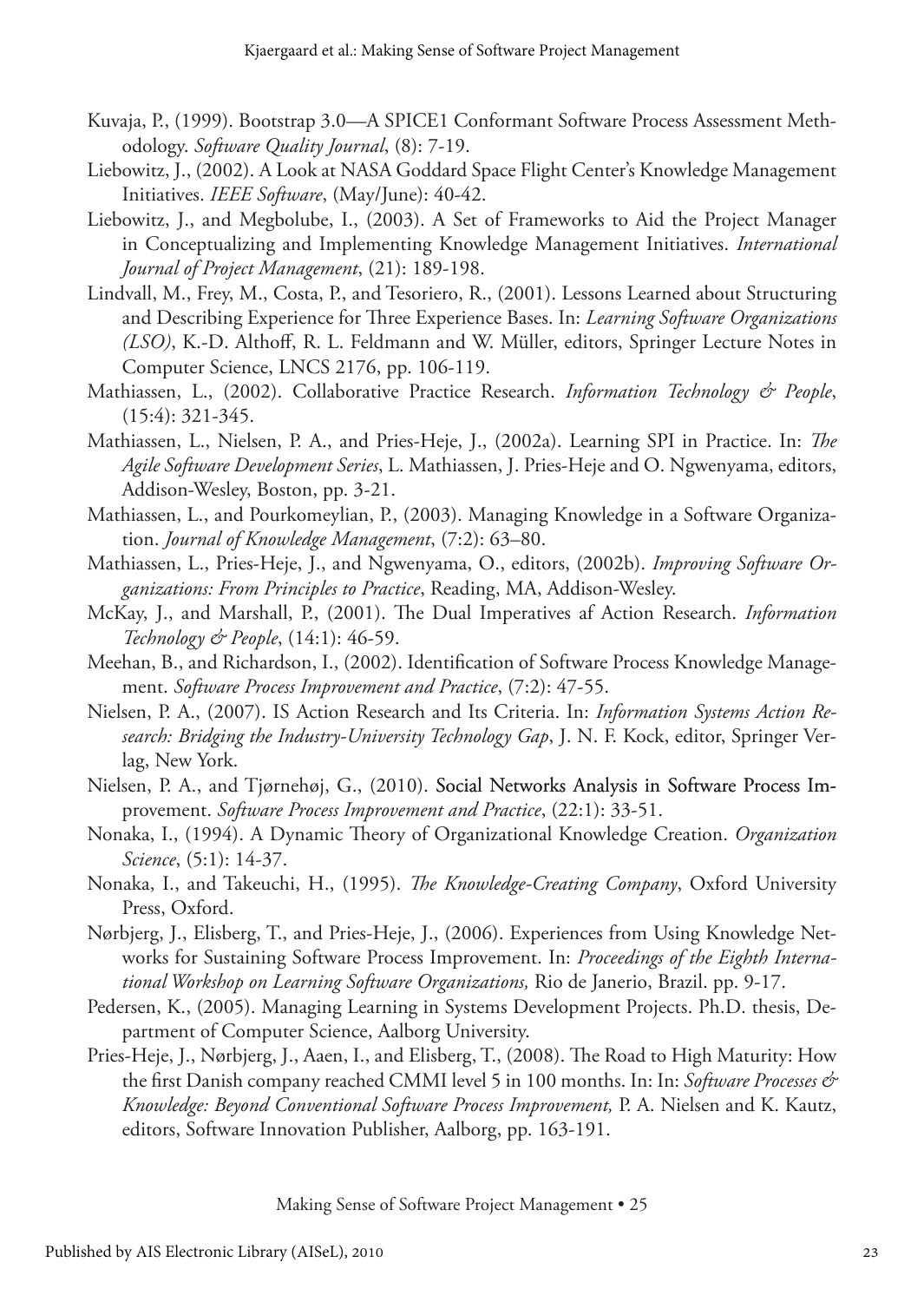Kuvaja, P., (1999). Bootstrap 3.0—A SPICE1 Conformant Software Process Assessment Methodology. *Software Quality Journal*, (8): 7-19.

Liebowitz, J., (2002). A Look at NASA Goddard Space Flight Center's Knowledge Management Initiatives. *IEEE Software*, (May/June): 40-42.

Liebowitz, J., and Megbolube, I., (2003). A Set of Frameworks to Aid the Project Manager in Conceptualizing and Implementing Knowledge Management Initiatives. *International Journal of Project Management*, (21): 189-198.

Lindvall, M., Frey, M., Costa, P., and Tesoriero, R., (2001). Lessons Learned about Structuring and Describing Experience for Three Experience Bases. In: *Learning Software Organizations (LSO)*, K.-D. Althoff, R. L. Feldmann and W. Müller, editors, Springer Lecture Notes in Computer Science, LNCS 2176, pp. 106-119.

Mathiassen, L., (2002). Collaborative Practice Research. *Information Technology & People*, (15:4): 321-345.

Mathiassen, L., Nielsen, P. A., and Pries-Heje, J., (2002a). Learning SPI in Practice. In: *The Agile Software Development Series*, L. Mathiassen, J. Pries-Heje and O. Ngwenyama, editors, Addison-Wesley, Boston, pp. 3-21.

Mathiassen, L., and Pourkomeylian, P., (2003). Managing Knowledge in a Software Organization. *Journal of Knowledge Management*, (7:2): 63–80.

Mathiassen, L., Pries-Heje, J., and Ngwenyama, O., editors, (2002b). *Improving Software Organizations: From Principles to Practice*, Reading, MA, Addison-Wesley.

McKay, J., and Marshall, P., (2001). The Dual Imperatives af Action Research. *Information Technology & People*, (14:1): 46-59.

Meehan, B., and Richardson, I., (2002). Identification of Software Process Knowledge Management. *Software Process Improvement and Practice*, (7:2): 47-55.

Nielsen, P. A., (2007). IS Action Research and Its Criteria. In: *Information Systems Action Research: Bridging the Industry-University Technology Gap*, J. N. F. Kock, editor, Springer Verlag, New York.

Nielsen, P. A., and Tjørnehøj, G., (2010). Social Networks Analysis in Software Process Improvement. *Software Process Improvement and Practice*, (22:1): 33-51.

Nonaka, I., (1994). A Dynamic Theory of Organizational Knowledge Creation. *Organization Science*, (5:1): 14-37.

Nonaka, I., and Takeuchi, H., (1995). *The Knowledge-Creating Company*, Oxford University Press, Oxford.

Nørbjerg, J., Elisberg, T., and Pries-Heje, J., (2006). Experiences from Using Knowledge Networks for Sustaining Software Process Improvement. In: *Proceedings of the Eighth International Workshop on Learning Software Organizations,* Rio de Janerio, Brazil. pp. 9-17.

Pedersen, K., (2005). Managing Learning in Systems Development Projects. Ph.D. thesis, Department of Computer Science, Aalborg University.

Pries-Heje, J., Nørbjerg, J., Aaen, I., and Elisberg, T., (2008). The Road to High Maturity: How the first Danish company reached CMMI level 5 in 100 months. In: In: *Software Processes & Knowledge: Beyond Conventional Software Process Improvement,* P. A. Nielsen and K. Kautz, editors, Software Innovation Publisher, Aalborg, pp. 163-191.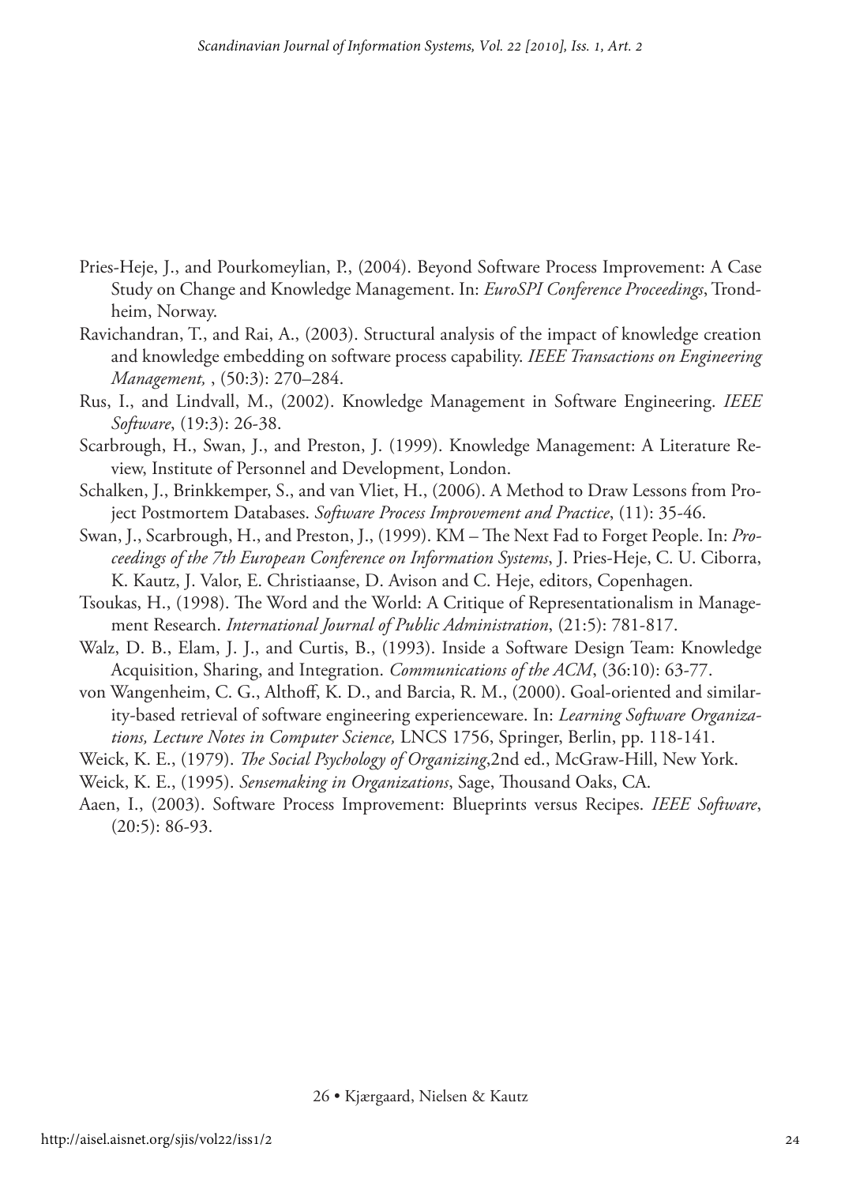Pries-Heje, J., and Pourkomeylian, P., (2004). Beyond Software Process Improvement: A Case Study on Change and Knowledge Management. In: *EuroSPI Conference Proceedings*, Trondheim, Norway.

Ravichandran, T., and Rai, A., (2003). Structural analysis of the impact of knowledge creation and knowledge embedding on software process capability. *IEEE Transactions on Engineering Management,* , (50:3): 270–284.

Rus, I., and Lindvall, M., (2002). Knowledge Management in Software Engineering. *IEEE Software*, (19:3): 26-38.

Scarbrough, H., Swan, J., and Preston, J. (1999). Knowledge Management: A Literature Review, Institute of Personnel and Development, London.

Schalken, J., Brinkkemper, S., and van Vliet, H., (2006). A Method to Draw Lessons from Project Postmortem Databases. *Software Process Improvement and Practice*, (11): 35-46.

Swan, J., Scarbrough, H., and Preston, J., (1999). KM – The Next Fad to Forget People. In: *Proceedings of the 7th European Conference on Information Systems*, J. Pries-Heje, C. U. Ciborra, K. Kautz, J. Valor, E. Christiaanse, D. Avison and C. Heje, editors, Copenhagen.

Tsoukas, H., (1998). The Word and the World: A Critique of Representationalism in Management Research. *International Journal of Public Administration*, (21:5): 781-817.

Walz, D. B., Elam, J. J., and Curtis, B., (1993). Inside a Software Design Team: Knowledge Acquisition, Sharing, and Integration. *Communications of the ACM*, (36:10): 63-77.

von Wangenheim, C. G., Althoff, K. D., and Barcia, R. M., (2000). Goal-oriented and similarity-based retrieval of software engineering experienceware. In: *Learning Software Organizations, Lecture Notes in Computer Science,* LNCS 1756, Springer, Berlin, pp. 118-141.

Weick, K. E., (1979). *The Social Psychology of Organizing*,2nd ed., McGraw-Hill, New York.

Weick, K. E., (1995). *Sensemaking in Organizations*, Sage, Thousand Oaks, CA.

Aaen, I., (2003). Software Process Improvement: Blueprints versus Recipes. *IEEE Software*, (20:5): 86-93.